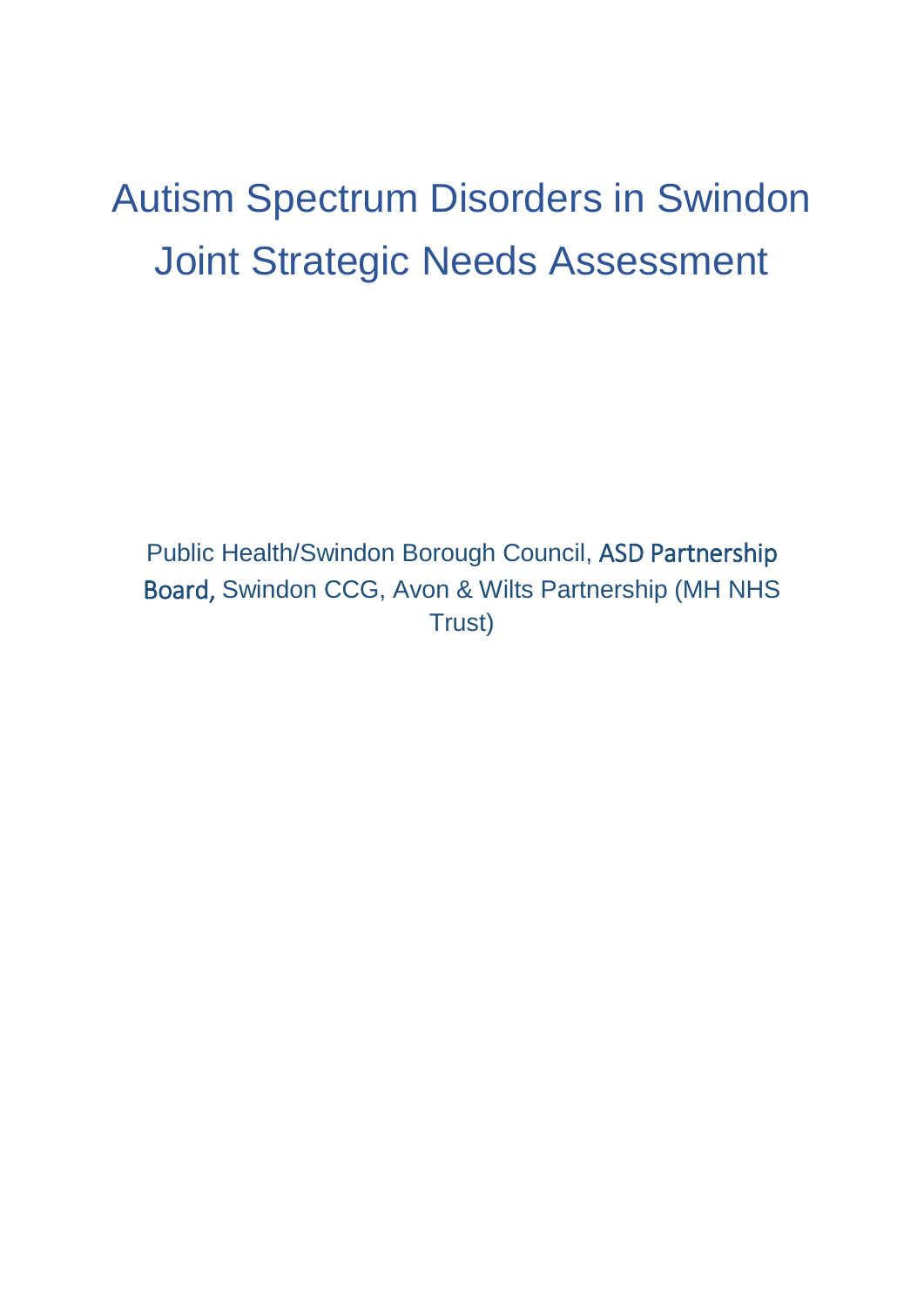# Autism Spectrum Disorders in Swindon Joint Strategic Needs Assessment

Public Health/Swindon Borough Council, ASD Partnership Board, Swindon CCG, Avon & Wilts Partnership (MH NHS Trust)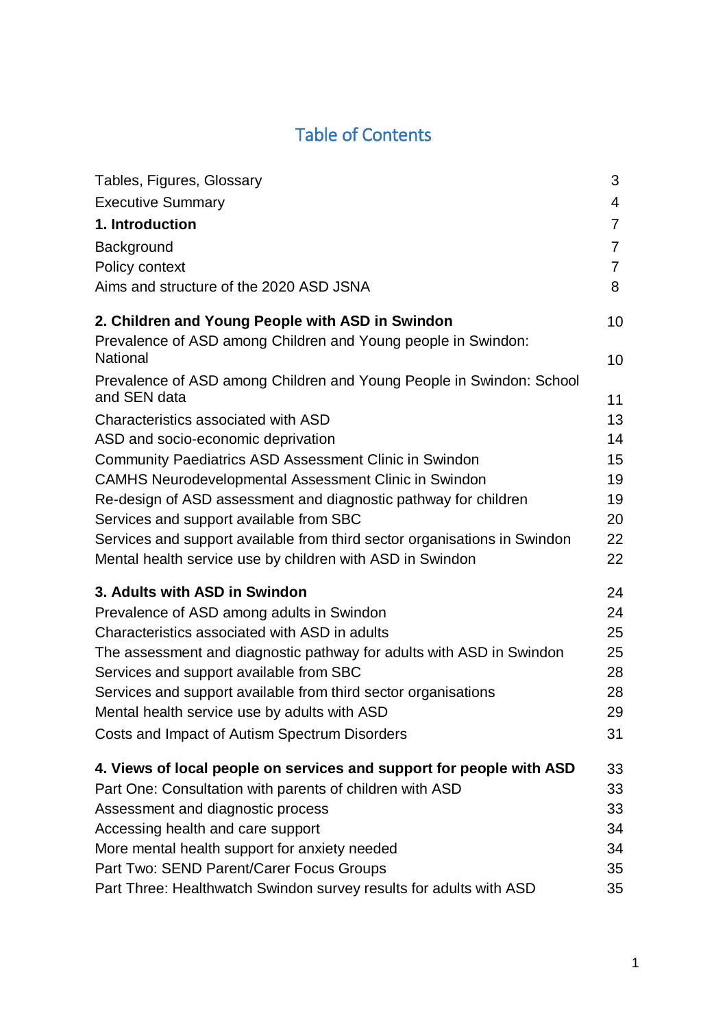# Table of Contents

| | |
|---|---|
| Tables, Figures, Glossary | 3 |
| Executive Summary | 4 |
| **1. Introduction** | 7 |
| Background | 7 |
| Policy context | 7 |
| Aims and structure of the 2020 ASD JSNA | 8 |
| **2. Children and Young People with ASD in Swindon** | 10 |
| Prevalence of ASD among Children and Young people in Swindon: National | 10 |
| Prevalence of ASD among Children and Young People in Swindon: School and SEN data | 11 |
| Characteristics associated with ASD | 13 |
| ASD and socio-economic deprivation | 14 |
| Community Paediatrics ASD Assessment Clinic in Swindon | 15 |
| CAMHS Neurodevelopmental Assessment Clinic in Swindon | 19 |
| Re-design of ASD assessment and diagnostic pathway for children | 19 |
| Services and support available from SBC | 20 |
| Services and support available from third sector organisations in Swindon | 22 |
| Mental health service use by children with ASD in Swindon | 22 |
| **3. Adults with ASD in Swindon** | 24 |
| Prevalence of ASD among adults in Swindon | 24 |
| Characteristics associated with ASD in adults | 25 |
| The assessment and diagnostic pathway for adults with ASD in Swindon | 25 |
| Services and support available from SBC | 28 |
| Services and support available from third sector organisations | 28 |
| Mental health service use by adults with ASD | 29 |
| Costs and Impact of Autism Spectrum Disorders | 31 |
| **4. Views of local people on services and support for people with ASD** | 33 |
| Part One: Consultation with parents of children with ASD | 33 |
| Assessment and diagnostic process | 33 |
| Accessing health and care support | 34 |
| More mental health support for anxiety needed | 34 |
| Part Two: SEND Parent/Carer Focus Groups | 35 |
| Part Three: Healthwatch Swindon survey results for adults with ASD | 35 |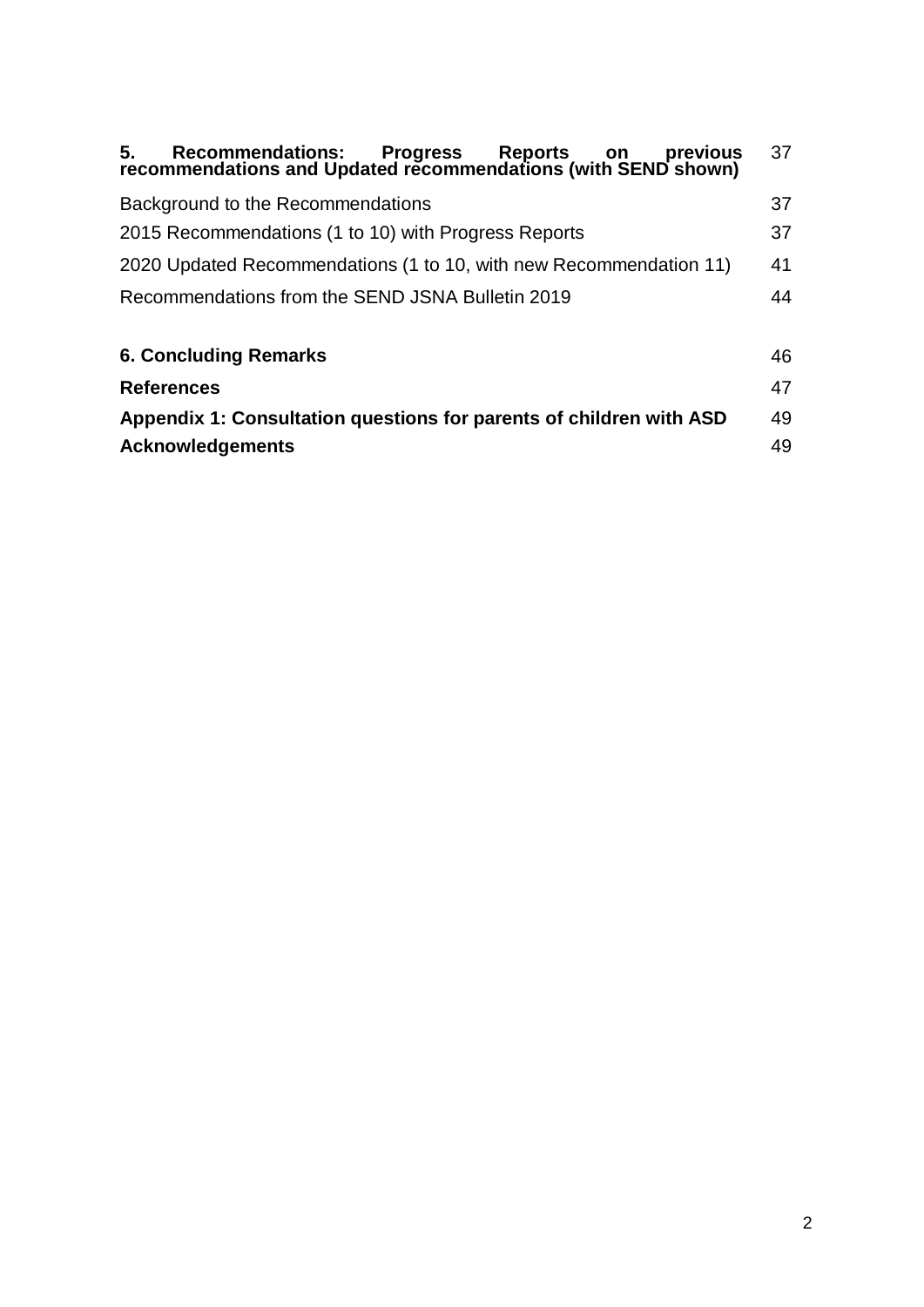| | |
|---|---|
| **5. Recommendations: Progress Reports on previous recommendations and Updated recommendations (with SEND shown)** | 37 |
| Background to the Recommendations | 37 |
| 2015 Recommendations (1 to 10) with Progress Reports | 37 |
| 2020 Updated Recommendations (1 to 10, with new Recommendation 11) | 41 |
| Recommendations from the SEND JSNA Bulletin 2019 | 44 |
| **6. Concluding Remarks** | 46 |
| **References** | 47 |
| **Appendix 1: Consultation questions for parents of children with ASD** | 49 |
| **Acknowledgements** | 49 |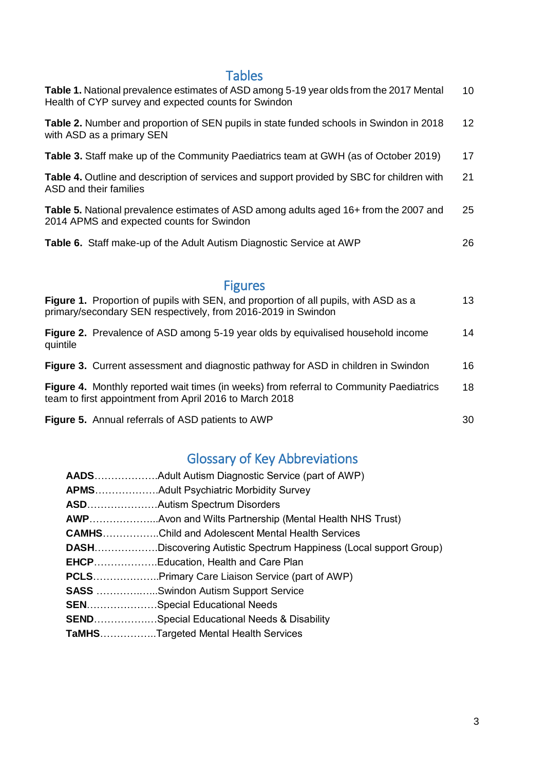## Tables

**Table 1.** National prevalence estimates of ASD among 5-19 year olds from the 2017 Mental Health of CYP survey and expected counts for Swindon 10

**Table 2.** Number and proportion of SEN pupils in state funded schools in Swindon in 2018 with ASD as a primary SEN 12

**Table 3.** Staff make up of the Community Paediatrics team at GWH (as of October 2019) 17

**Table 4.** Outline and description of services and support provided by SBC for children with ASD and their families 21

**Table 5.** National prevalence estimates of ASD among adults aged 16+ from the 2007 and 2014 APMS and expected counts for Swindon 25

**Table 6.** Staff make-up of the Adult Autism Diagnostic Service at AWP 26

## Figures

**Figure 1.** Proportion of pupils with SEN, and proportion of all pupils, with ASD as a primary/secondary SEN respectively, from 2016-2019 in Swindon 13

**Figure 2.** Prevalence of ASD among 5-19 year olds by equivalised household income quintile 14

**Figure 3.** Current assessment and diagnostic pathway for ASD in children in Swindon 16

**Figure 4.** Monthly reported wait times (in weeks) from referral to Community Paediatrics team to first appointment from April 2016 to March 2018 18

**Figure 5.** Annual referrals of ASD patients to AWP 30

## Glossary of Key Abbreviations

**AADS**……………….Adult Autism Diagnostic Service (part of AWP)
**APMS**……………….Adult Psychiatric Morbidity Survey
**ASD**…………………Autism Spectrum Disorders
**AWP**………………...Avon and Wilts Partnership (Mental Health NHS Trust)
**CAMHS**……………..Child and Adolescent Mental Health Services
**DASH**……………….Discovering Autistic Spectrum Happiness (Local support Group)
**EHCP**……………….Education, Health and Care Plan
**PCLS**………………..Primary Care Liaison Service (part of AWP)
**SASS** ……………....Swindon Autism Support Service
**SEN**…………………Special Educational Needs
**SEND**……………….Special Educational Needs & Disability
**TaMHS**……………..Targeted Mental Health Services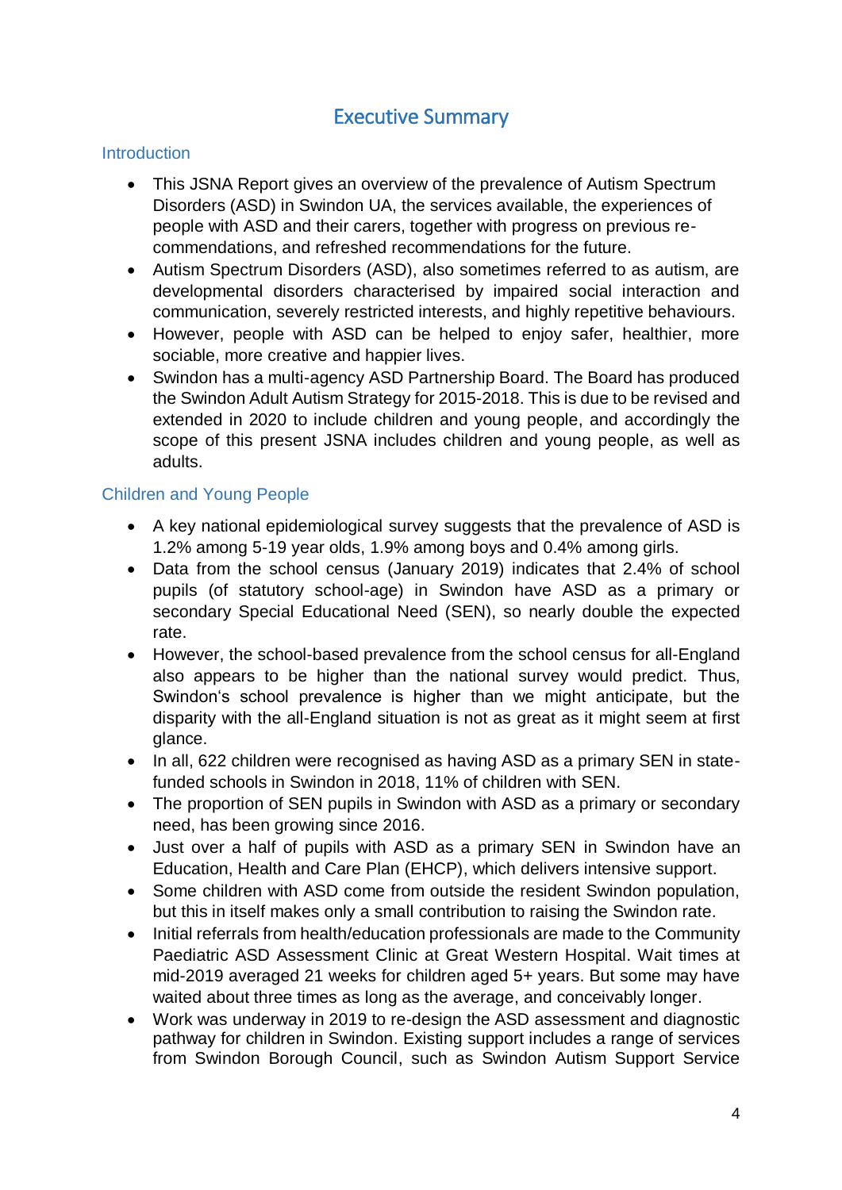# Executive Summary

## Introduction

- This JSNA Report gives an overview of the prevalence of Autism Spectrum Disorders (ASD) in Swindon UA, the services available, the experiences of people with ASD and their carers, together with progress on previous re-commendations, and refreshed recommendations for the future.
- Autism Spectrum Disorders (ASD), also sometimes referred to as autism, are developmental disorders characterised by impaired social interaction and communication, severely restricted interests, and highly repetitive behaviours.
- However, people with ASD can be helped to enjoy safer, healthier, more sociable, more creative and happier lives.
- Swindon has a multi-agency ASD Partnership Board. The Board has produced the Swindon Adult Autism Strategy for 2015-2018. This is due to be revised and extended in 2020 to include children and young people, and accordingly the scope of this present JSNA includes children and young people, as well as adults.

## Children and Young People

- A key national epidemiological survey suggests that the prevalence of ASD is 1.2% among 5-19 year olds, 1.9% among boys and 0.4% among girls.
- Data from the school census (January 2019) indicates that 2.4% of school pupils (of statutory school-age) in Swindon have ASD as a primary or secondary Special Educational Need (SEN), so nearly double the expected rate.
- However, the school-based prevalence from the school census for all-England also appears to be higher than the national survey would predict. Thus, Swindon's school prevalence is higher than we might anticipate, but the disparity with the all-England situation is not as great as it might seem at first glance.
- In all, 622 children were recognised as having ASD as a primary SEN in state-funded schools in Swindon in 2018, 11% of children with SEN.
- The proportion of SEN pupils in Swindon with ASD as a primary or secondary need, has been growing since 2016.
- Just over a half of pupils with ASD as a primary SEN in Swindon have an Education, Health and Care Plan (EHCP), which delivers intensive support.
- Some children with ASD come from outside the resident Swindon population, but this in itself makes only a small contribution to raising the Swindon rate.
- Initial referrals from health/education professionals are made to the Community Paediatric ASD Assessment Clinic at Great Western Hospital. Wait times at mid-2019 averaged 21 weeks for children aged 5+ years. But some may have waited about three times as long as the average, and conceivably longer.
- Work was underway in 2019 to re-design the ASD assessment and diagnostic pathway for children in Swindon. Existing support includes a range of services from Swindon Borough Council, such as Swindon Autism Support Service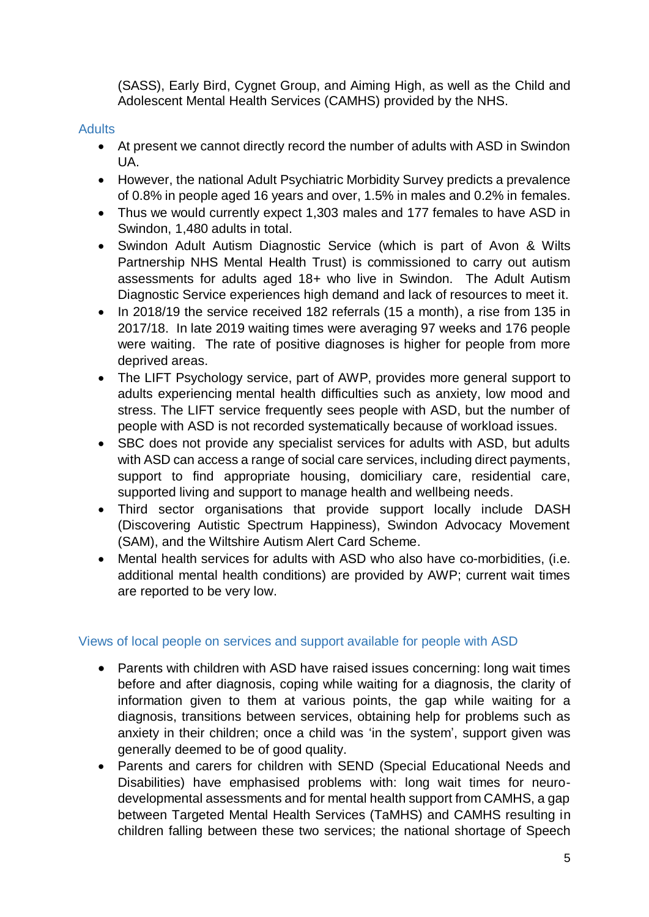(SASS), Early Bird, Cygnet Group, and Aiming High, as well as the Child and Adolescent Mental Health Services (CAMHS) provided by the NHS.

### Adults

- At present we cannot directly record the number of adults with ASD in Swindon UA.
- However, the national Adult Psychiatric Morbidity Survey predicts a prevalence of 0.8% in people aged 16 years and over, 1.5% in males and 0.2% in females.
- Thus we would currently expect 1,303 males and 177 females to have ASD in Swindon, 1,480 adults in total.
- Swindon Adult Autism Diagnostic Service (which is part of Avon & Wilts Partnership NHS Mental Health Trust) is commissioned to carry out autism assessments for adults aged 18+ who live in Swindon. The Adult Autism Diagnostic Service experiences high demand and lack of resources to meet it.
- In 2018/19 the service received 182 referrals (15 a month), a rise from 135 in 2017/18. In late 2019 waiting times were averaging 97 weeks and 176 people were waiting. The rate of positive diagnoses is higher for people from more deprived areas.
- The LIFT Psychology service, part of AWP, provides more general support to adults experiencing mental health difficulties such as anxiety, low mood and stress. The LIFT service frequently sees people with ASD, but the number of people with ASD is not recorded systematically because of workload issues.
- SBC does not provide any specialist services for adults with ASD, but adults with ASD can access a range of social care services, including direct payments, support to find appropriate housing, domiciliary care, residential care, supported living and support to manage health and wellbeing needs.
- Third sector organisations that provide support locally include DASH (Discovering Autistic Spectrum Happiness), Swindon Advocacy Movement (SAM), and the Wiltshire Autism Alert Card Scheme.
- Mental health services for adults with ASD who also have co-morbidities, (i.e. additional mental health conditions) are provided by AWP; current wait times are reported to be very low.

### Views of local people on services and support available for people with ASD

- Parents with children with ASD have raised issues concerning: long wait times before and after diagnosis, coping while waiting for a diagnosis, the clarity of information given to them at various points, the gap while waiting for a diagnosis, transitions between services, obtaining help for problems such as anxiety in their children; once a child was 'in the system', support given was generally deemed to be of good quality.
- Parents and carers for children with SEND (Special Educational Needs and Disabilities) have emphasised problems with: long wait times for neuro-developmental assessments and for mental health support from CAMHS, a gap between Targeted Mental Health Services (TaMHS) and CAMHS resulting in children falling between these two services; the national shortage of Speech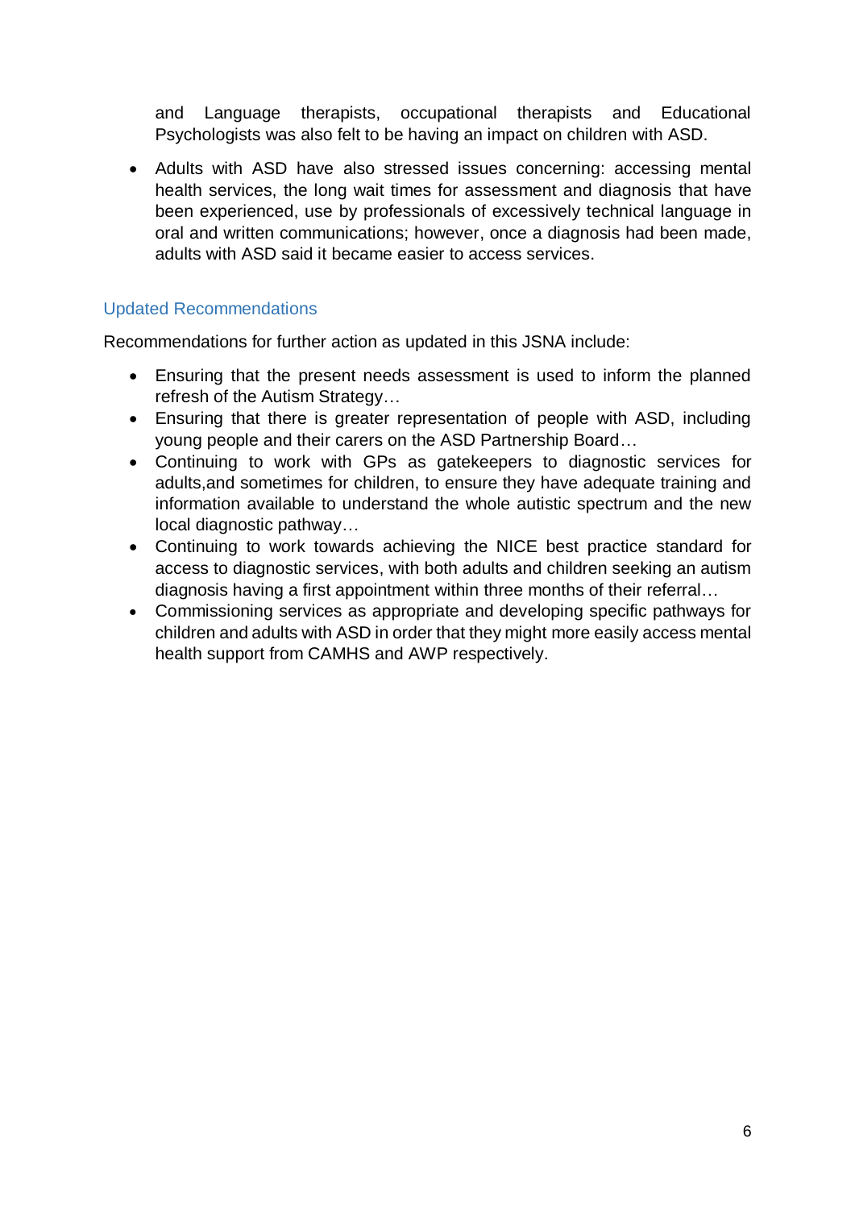and Language therapists, occupational therapists and Educational Psychologists was also felt to be having an impact on children with ASD.

- Adults with ASD have also stressed issues concerning: accessing mental health services, the long wait times for assessment and diagnosis that have been experienced, use by professionals of excessively technical language in oral and written communications; however, once a diagnosis had been made, adults with ASD said it became easier to access services.

### Updated Recommendations

Recommendations for further action as updated in this JSNA include:

- Ensuring that the present needs assessment is used to inform the planned refresh of the Autism Strategy…
- Ensuring that there is greater representation of people with ASD, including young people and their carers on the ASD Partnership Board…
- Continuing to work with GPs as gatekeepers to diagnostic services for adults,and sometimes for children, to ensure they have adequate training and information available to understand the whole autistic spectrum and the new local diagnostic pathway…
- Continuing to work towards achieving the NICE best practice standard for access to diagnostic services, with both adults and children seeking an autism diagnosis having a first appointment within three months of their referral…
- Commissioning services as appropriate and developing specific pathways for children and adults with ASD in order that they might more easily access mental health support from CAMHS and AWP respectively.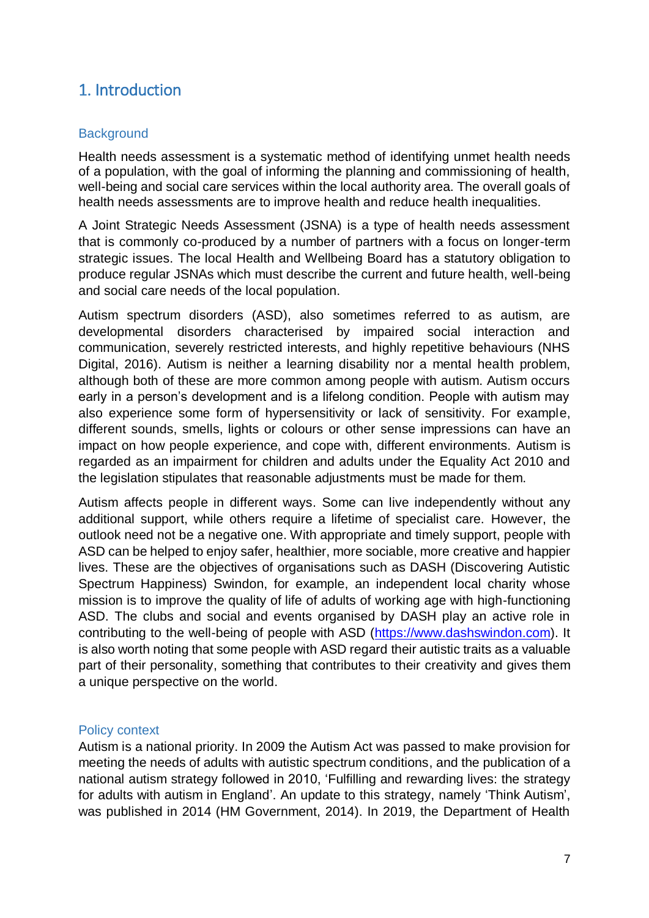# 1. Introduction

## Background

Health needs assessment is a systematic method of identifying unmet health needs of a population, with the goal of informing the planning and commissioning of health, well-being and social care services within the local authority area. The overall goals of health needs assessments are to improve health and reduce health inequalities.

A Joint Strategic Needs Assessment (JSNA) is a type of health needs assessment that is commonly co-produced by a number of partners with a focus on longer-term strategic issues. The local Health and Wellbeing Board has a statutory obligation to produce regular JSNAs which must describe the current and future health, well-being and social care needs of the local population.

Autism spectrum disorders (ASD), also sometimes referred to as autism, are developmental disorders characterised by impaired social interaction and communication, severely restricted interests, and highly repetitive behaviours (NHS Digital, 2016). Autism is neither a learning disability nor a mental health problem, although both of these are more common among people with autism. Autism occurs early in a person's development and is a lifelong condition. People with autism may also experience some form of hypersensitivity or lack of sensitivity. For example, different sounds, smells, lights or colours or other sense impressions can have an impact on how people experience, and cope with, different environments. Autism is regarded as an impairment for children and adults under the Equality Act 2010 and the legislation stipulates that reasonable adjustments must be made for them.

Autism affects people in different ways. Some can live independently without any additional support, while others require a lifetime of specialist care. However, the outlook need not be a negative one. With appropriate and timely support, people with ASD can be helped to enjoy safer, healthier, more sociable, more creative and happier lives. These are the objectives of organisations such as DASH (Discovering Autistic Spectrum Happiness) Swindon, for example, an independent local charity whose mission is to improve the quality of life of adults of working age with high-functioning ASD. The clubs and social and events organised by DASH play an active role in contributing to the well-being of people with ASD (https://www.dashswindon.com). It is also worth noting that some people with ASD regard their autistic traits as a valuable part of their personality, something that contributes to their creativity and gives them a unique perspective on the world.

## Policy context

Autism is a national priority. In 2009 the Autism Act was passed to make provision for meeting the needs of adults with autistic spectrum conditions, and the publication of a national autism strategy followed in 2010, 'Fulfilling and rewarding lives: the strategy for adults with autism in England'. An update to this strategy, namely 'Think Autism', was published in 2014 (HM Government, 2014). In 2019, the Department of Health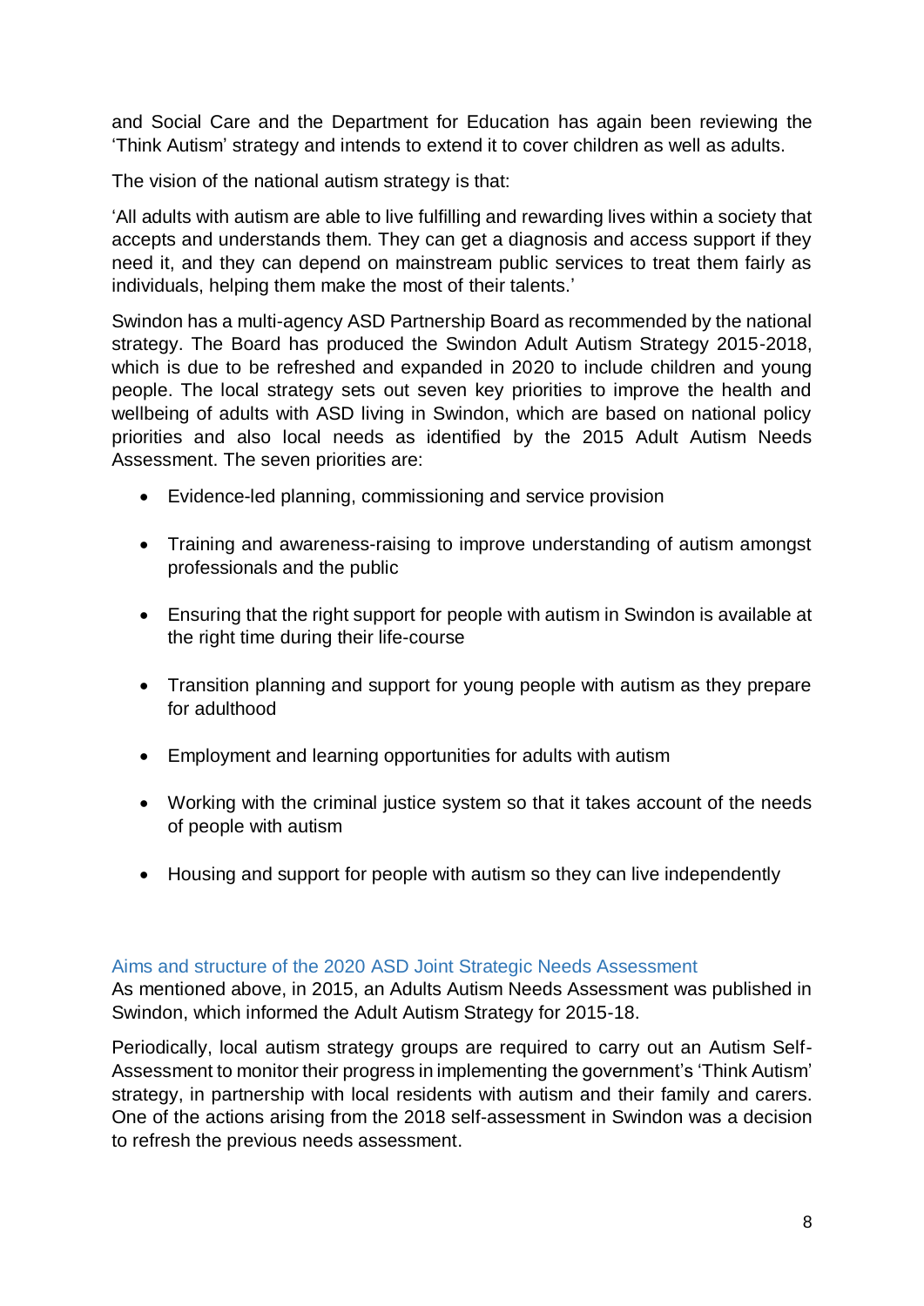and Social Care and the Department for Education has again been reviewing the 'Think Autism' strategy and intends to extend it to cover children as well as adults.

The vision of the national autism strategy is that:

'All adults with autism are able to live fulfilling and rewarding lives within a society that accepts and understands them. They can get a diagnosis and access support if they need it, and they can depend on mainstream public services to treat them fairly as individuals, helping them make the most of their talents.'

Swindon has a multi-agency ASD Partnership Board as recommended by the national strategy. The Board has produced the Swindon Adult Autism Strategy 2015-2018, which is due to be refreshed and expanded in 2020 to include children and young people. The local strategy sets out seven key priorities to improve the health and wellbeing of adults with ASD living in Swindon, which are based on national policy priorities and also local needs as identified by the 2015 Adult Autism Needs Assessment. The seven priorities are:

- Evidence-led planning, commissioning and service provision
- Training and awareness-raising to improve understanding of autism amongst professionals and the public
- Ensuring that the right support for people with autism in Swindon is available at the right time during their life-course
- Transition planning and support for young people with autism as they prepare for adulthood
- Employment and learning opportunities for adults with autism
- Working with the criminal justice system so that it takes account of the needs of people with autism
- Housing and support for people with autism so they can live independently

### Aims and structure of the 2020 ASD Joint Strategic Needs Assessment

As mentioned above, in 2015, an Adults Autism Needs Assessment was published in Swindon, which informed the Adult Autism Strategy for 2015-18.

Periodically, local autism strategy groups are required to carry out an Autism Self-Assessment to monitor their progress in implementing the government's 'Think Autism' strategy, in partnership with local residents with autism and their family and carers. One of the actions arising from the 2018 self-assessment in Swindon was a decision to refresh the previous needs assessment.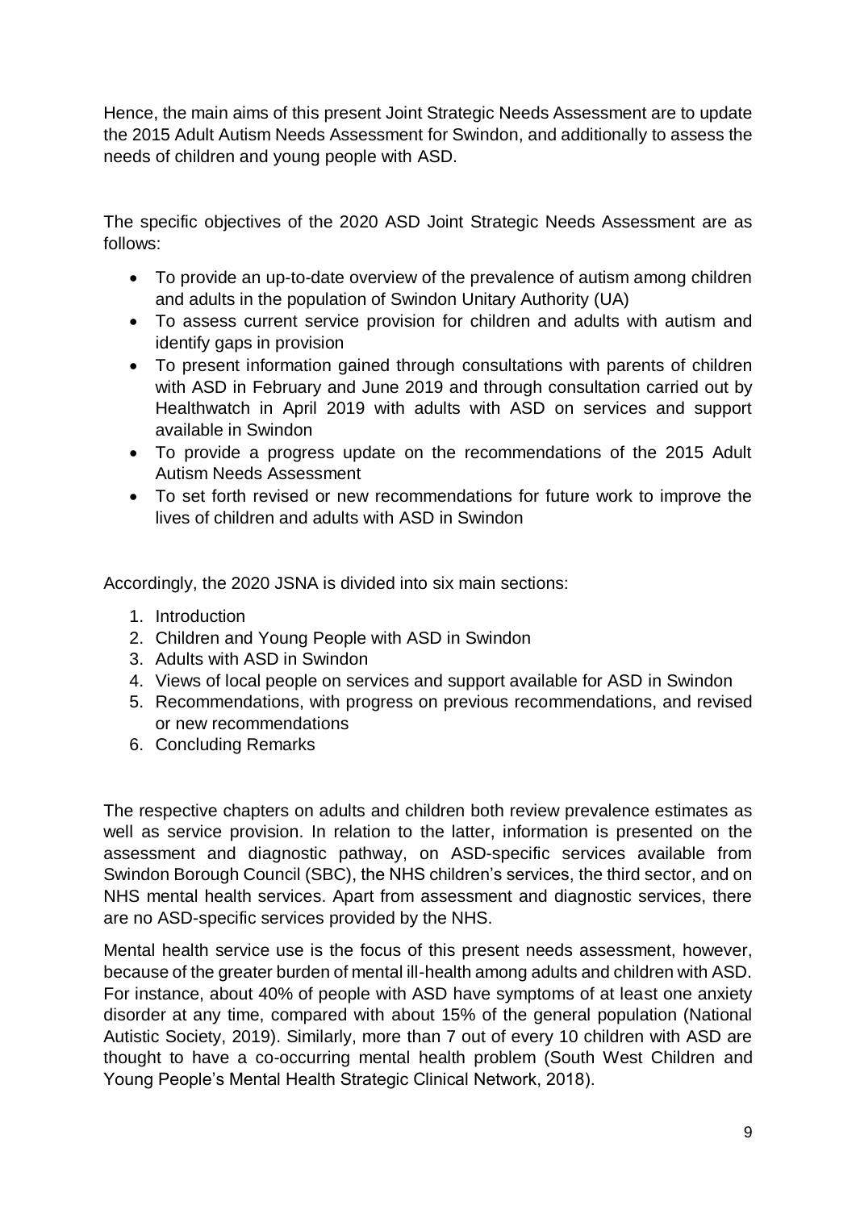Hence, the main aims of this present Joint Strategic Needs Assessment are to update the 2015 Adult Autism Needs Assessment for Swindon, and additionally to assess the needs of children and young people with ASD.

The specific objectives of the 2020 ASD Joint Strategic Needs Assessment are as follows:

- To provide an up-to-date overview of the prevalence of autism among children and adults in the population of Swindon Unitary Authority (UA)
- To assess current service provision for children and adults with autism and identify gaps in provision
- To present information gained through consultations with parents of children with ASD in February and June 2019 and through consultation carried out by Healthwatch in April 2019 with adults with ASD on services and support available in Swindon
- To provide a progress update on the recommendations of the 2015 Adult Autism Needs Assessment
- To set forth revised or new recommendations for future work to improve the lives of children and adults with ASD in Swindon

Accordingly, the 2020 JSNA is divided into six main sections:

1. Introduction
2. Children and Young People with ASD in Swindon
3. Adults with ASD in Swindon
4. Views of local people on services and support available for ASD in Swindon
5. Recommendations, with progress on previous recommendations, and revised or new recommendations
6. Concluding Remarks

The respective chapters on adults and children both review prevalence estimates as well as service provision. In relation to the latter, information is presented on the assessment and diagnostic pathway, on ASD-specific services available from Swindon Borough Council (SBC), the NHS children's services, the third sector, and on NHS mental health services. Apart from assessment and diagnostic services, there are no ASD-specific services provided by the NHS.

Mental health service use is the focus of this present needs assessment, however, because of the greater burden of mental ill-health among adults and children with ASD. For instance, about 40% of people with ASD have symptoms of at least one anxiety disorder at any time, compared with about 15% of the general population (National Autistic Society, 2019). Similarly, more than 7 out of every 10 children with ASD are thought to have a co-occurring mental health problem (South West Children and Young People's Mental Health Strategic Clinical Network, 2018).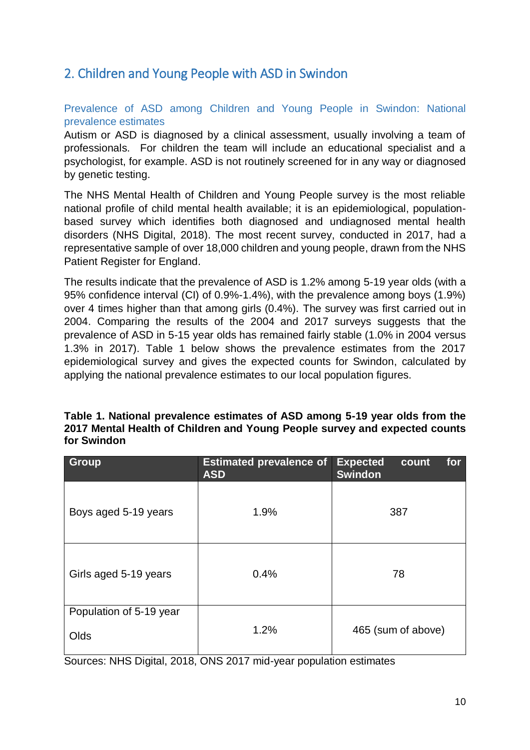## 2. Children and Young People with ASD in Swindon

### Prevalence of ASD among Children and Young People in Swindon: National prevalence estimates

Autism or ASD is diagnosed by a clinical assessment, usually involving a team of professionals. For children the team will include an educational specialist and a psychologist, for example. ASD is not routinely screened for in any way or diagnosed by genetic testing.

The NHS Mental Health of Children and Young People survey is the most reliable national profile of child mental health available; it is an epidemiological, population-based survey which identifies both diagnosed and undiagnosed mental health disorders (NHS Digital, 2018). The most recent survey, conducted in 2017, had a representative sample of over 18,000 children and young people, drawn from the NHS Patient Register for England.

The results indicate that the prevalence of ASD is 1.2% among 5-19 year olds (with a 95% confidence interval (CI) of 0.9%-1.4%), with the prevalence among boys (1.9%) over 4 times higher than that among girls (0.4%). The survey was first carried out in 2004. Comparing the results of the 2004 and 2017 surveys suggests that the prevalence of ASD in 5-15 year olds has remained fairly stable (1.0% in 2004 versus 1.3% in 2017). Table 1 below shows the prevalence estimates from the 2017 epidemiological survey and gives the expected counts for Swindon, calculated by applying the national prevalence estimates to our local population figures.

**Table 1. National prevalence estimates of ASD among 5-19 year olds from the 2017 Mental Health of Children and Young People survey and expected counts for Swindon**

| Group | Estimated prevalence of ASD | Expected count for Swindon |
|---|---|---|
| Boys aged 5-19 years | 1.9% | 387 |
| Girls aged 5-19 years | 0.4% | 78 |
| Population of 5-19 year Olds | 1.2% | 465 (sum of above) |

Sources: NHS Digital, 2018, ONS 2017 mid-year population estimates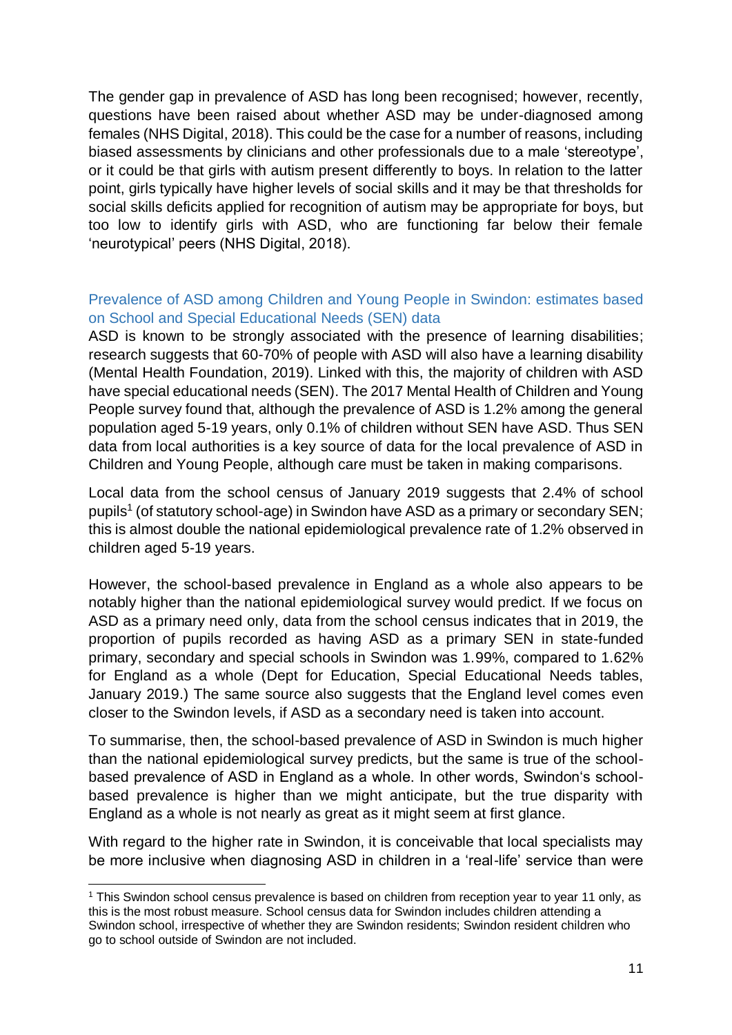The gender gap in prevalence of ASD has long been recognised; however, recently, questions have been raised about whether ASD may be under-diagnosed among females (NHS Digital, 2018). This could be the case for a number of reasons, including biased assessments by clinicians and other professionals due to a male 'stereotype', or it could be that girls with autism present differently to boys. In relation to the latter point, girls typically have higher levels of social skills and it may be that thresholds for social skills deficits applied for recognition of autism may be appropriate for boys, but too low to identify girls with ASD, who are functioning far below their female 'neurotypical' peers (NHS Digital, 2018).

### Prevalence of ASD among Children and Young People in Swindon: estimates based on School and Special Educational Needs (SEN) data

ASD is known to be strongly associated with the presence of learning disabilities; research suggests that 60-70% of people with ASD will also have a learning disability (Mental Health Foundation, 2019). Linked with this, the majority of children with ASD have special educational needs (SEN). The 2017 Mental Health of Children and Young People survey found that, although the prevalence of ASD is 1.2% among the general population aged 5-19 years, only 0.1% of children without SEN have ASD. Thus SEN data from local authorities is a key source of data for the local prevalence of ASD in Children and Young People, although care must be taken in making comparisons.

Local data from the school census of January 2019 suggests that 2.4% of school pupils[1] (of statutory school-age) in Swindon have ASD as a primary or secondary SEN; this is almost double the national epidemiological prevalence rate of 1.2% observed in children aged 5-19 years.

However, the school-based prevalence in England as a whole also appears to be notably higher than the national epidemiological survey would predict. If we focus on ASD as a primary need only, data from the school census indicates that in 2019, the proportion of pupils recorded as having ASD as a primary SEN in state-funded primary, secondary and special schools in Swindon was 1.99%, compared to 1.62% for England as a whole (Dept for Education, Special Educational Needs tables, January 2019.) The same source also suggests that the England level comes even closer to the Swindon levels, if ASD as a secondary need is taken into account.

To summarise, then, the school-based prevalence of ASD in Swindon is much higher than the national epidemiological survey predicts, but the same is true of the school-based prevalence of ASD in England as a whole. In other words, Swindon's school-based prevalence is higher than we might anticipate, but the true disparity with England as a whole is not nearly as great as it might seem at first glance.

With regard to the higher rate in Swindon, it is conceivable that local specialists may be more inclusive when diagnosing ASD in children in a 'real-life' service than were

[1] This Swindon school census prevalence is based on children from reception year to year 11 only, as this is the most robust measure. School census data for Swindon includes children attending a Swindon school, irrespective of whether they are Swindon residents; Swindon resident children who go to school outside of Swindon are not included.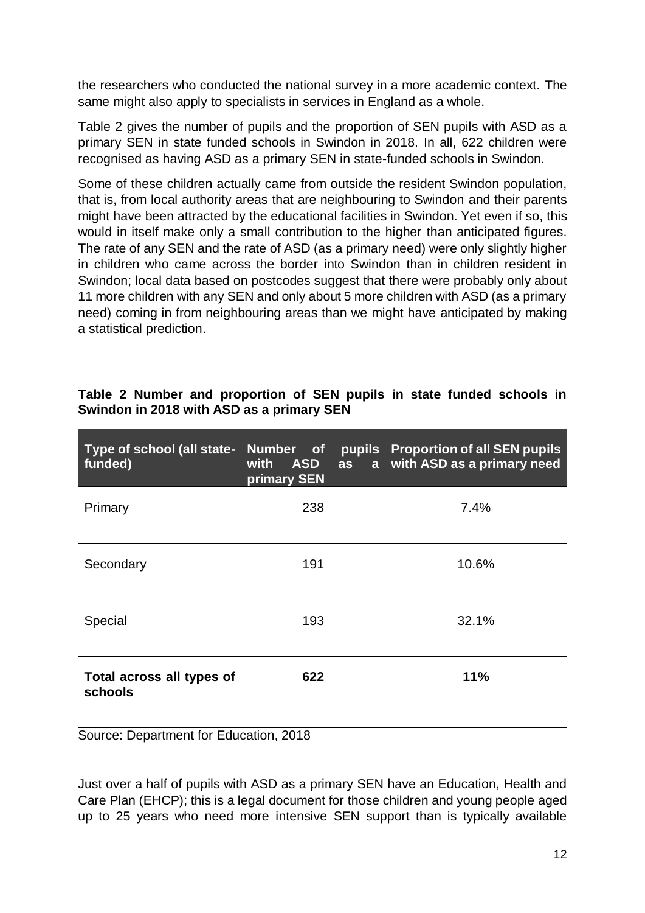the researchers who conducted the national survey in a more academic context. The same might also apply to specialists in services in England as a whole.

Table 2 gives the number of pupils and the proportion of SEN pupils with ASD as a primary SEN in state funded schools in Swindon in 2018. In all, 622 children were recognised as having ASD as a primary SEN in state-funded schools in Swindon.

Some of these children actually came from outside the resident Swindon population, that is, from local authority areas that are neighbouring to Swindon and their parents might have been attracted by the educational facilities in Swindon. Yet even if so, this would in itself make only a small contribution to the higher than anticipated figures. The rate of any SEN and the rate of ASD (as a primary need) were only slightly higher in children who came across the border into Swindon than in children resident in Swindon; local data based on postcodes suggest that there were probably only about 11 more children with any SEN and only about 5 more children with ASD (as a primary need) coming in from neighbouring areas than we might have anticipated by making a statistical prediction.

**Table 2 Number and proportion of SEN pupils in state funded schools in Swindon in 2018 with ASD as a primary SEN**

| Type of school (all state-funded) | Number of pupils with ASD as a primary SEN | Proportion of all SEN pupils with ASD as a primary need |
|---|---|---|
| Primary | 238 | 7.4% |
| Secondary | 191 | 10.6% |
| Special | 193 | 32.1% |
| **Total across all types of schools** | **622** | **11%** |

Source: Department for Education, 2018

Just over a half of pupils with ASD as a primary SEN have an Education, Health and Care Plan (EHCP); this is a legal document for those children and young people aged up to 25 years who need more intensive SEN support than is typically available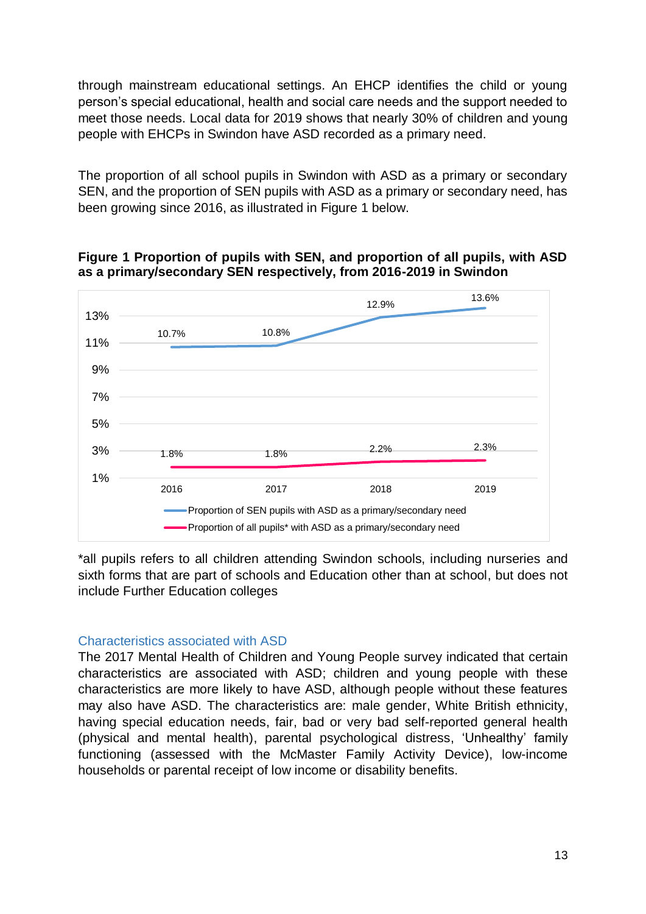through mainstream educational settings. An EHCP identifies the child or young person's special educational, health and social care needs and the support needed to meet those needs. Local data for 2019 shows that nearly 30% of children and young people with EHCPs in Swindon have ASD recorded as a primary need.

The proportion of all school pupils in Swindon with ASD as a primary or secondary SEN, and the proportion of SEN pupils with ASD as a primary or secondary need, has been growing since 2016, as illustrated in Figure 1 below.

**Figure 1 Proportion of pupils with SEN, and proportion of all pupils, with ASD as a primary/secondary SEN respectively, from 2016-2019 in Swindon**

| | 2016 | 2017 | 2018 | 2019 |
|---|---|---|---|---|
| Proportion of SEN pupils with ASD as a primary/secondary need | 10.7% | 10.8% | 12.9% | 13.6% |
| Proportion of all pupils* with ASD as a primary/secondary need | 1.8% | 1.8% | 2.2% | 2.3% |

*all pupils refers to all children attending Swindon schools, including nurseries and sixth forms that are part of schools and Education other than at school, but does not include Further Education colleges

## Characteristics associated with ASD

The 2017 Mental Health of Children and Young People survey indicated that certain characteristics are associated with ASD; children and young people with these characteristics are more likely to have ASD, although people without these features may also have ASD. The characteristics are: male gender, White British ethnicity, having special education needs, fair, bad or very bad self-reported general health (physical and mental health), parental psychological distress, 'Unhealthy' family functioning (assessed with the McMaster Family Activity Device), low-income households or parental receipt of low income or disability benefits.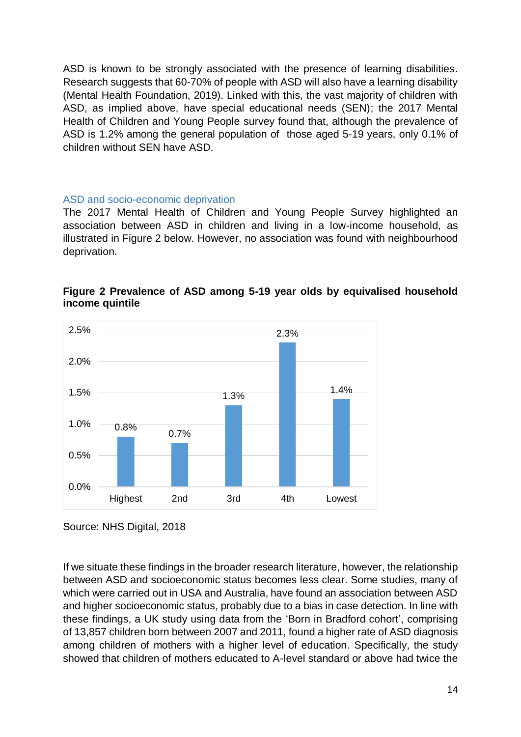ASD is known to be strongly associated with the presence of learning disabilities. Research suggests that 60-70% of people with ASD will also have a learning disability (Mental Health Foundation, 2019). Linked with this, the vast majority of children with ASD, as implied above, have special educational needs (SEN); the 2017 Mental Health of Children and Young People survey found that, although the prevalence of ASD is 1.2% among the general population of those aged 5-19 years, only 0.1% of children without SEN have ASD.

### ASD and socio-economic deprivation

The 2017 Mental Health of Children and Young People Survey highlighted an association between ASD in children and living in a low-income household, as illustrated in Figure 2 below. However, no association was found with neighbourhood deprivation.

**Figure 2 Prevalence of ASD among 5-19 year olds by equivalised household income quintile**

| Income quintile | Prevalence of ASD |
|---|---|
| Highest | 0.8% |
| 2nd | 0.7% |
| 3rd | 1.3% |
| 4th | 2.3% |
| Lowest | 1.4% |

Source: NHS Digital, 2018

If we situate these findings in the broader research literature, however, the relationship between ASD and socioeconomic status becomes less clear. Some studies, many of which were carried out in USA and Australia, have found an association between ASD and higher socioeconomic status, probably due to a bias in case detection. In line with these findings, a UK study using data from the 'Born in Bradford cohort', comprising of 13,857 children born between 2007 and 2011, found a higher rate of ASD diagnosis among children of mothers with a higher level of education. Specifically, the study showed that children of mothers educated to A-level standard or above had twice the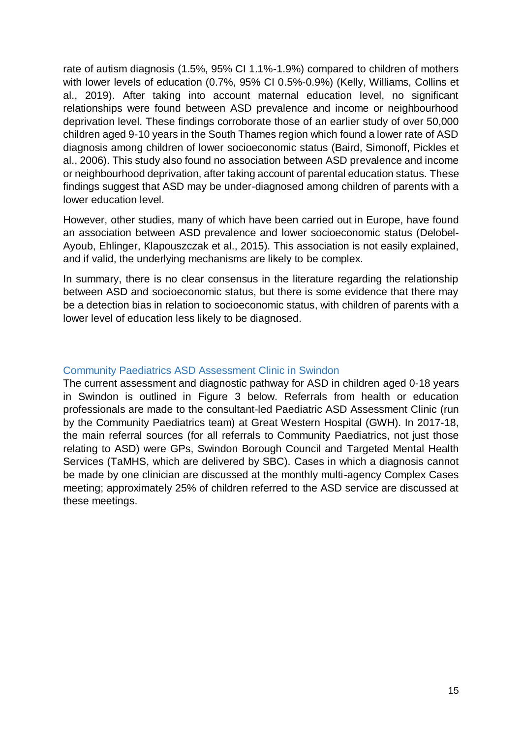rate of autism diagnosis (1.5%, 95% CI 1.1%-1.9%) compared to children of mothers with lower levels of education (0.7%, 95% CI 0.5%-0.9%) (Kelly, Williams, Collins et al., 2019). After taking into account maternal education level, no significant relationships were found between ASD prevalence and income or neighbourhood deprivation level. These findings corroborate those of an earlier study of over 50,000 children aged 9-10 years in the South Thames region which found a lower rate of ASD diagnosis among children of lower socioeconomic status (Baird, Simonoff, Pickles et al., 2006). This study also found no association between ASD prevalence and income or neighbourhood deprivation, after taking account of parental education status. These findings suggest that ASD may be under-diagnosed among children of parents with a lower education level.

However, other studies, many of which have been carried out in Europe, have found an association between ASD prevalence and lower socioeconomic status (Delobel-Ayoub, Ehlinger, Klapouszczak et al., 2015). This association is not easily explained, and if valid, the underlying mechanisms are likely to be complex.

In summary, there is no clear consensus in the literature regarding the relationship between ASD and socioeconomic status, but there is some evidence that there may be a detection bias in relation to socioeconomic status, with children of parents with a lower level of education less likely to be diagnosed.

### Community Paediatrics ASD Assessment Clinic in Swindon

The current assessment and diagnostic pathway for ASD in children aged 0-18 years in Swindon is outlined in Figure 3 below. Referrals from health or education professionals are made to the consultant-led Paediatric ASD Assessment Clinic (run by the Community Paediatrics team) at Great Western Hospital (GWH). In 2017-18, the main referral sources (for all referrals to Community Paediatrics, not just those relating to ASD) were GPs, Swindon Borough Council and Targeted Mental Health Services (TaMHS, which are delivered by SBC). Cases in which a diagnosis cannot be made by one clinician are discussed at the monthly multi-agency Complex Cases meeting; approximately 25% of children referred to the ASD service are discussed at these meetings.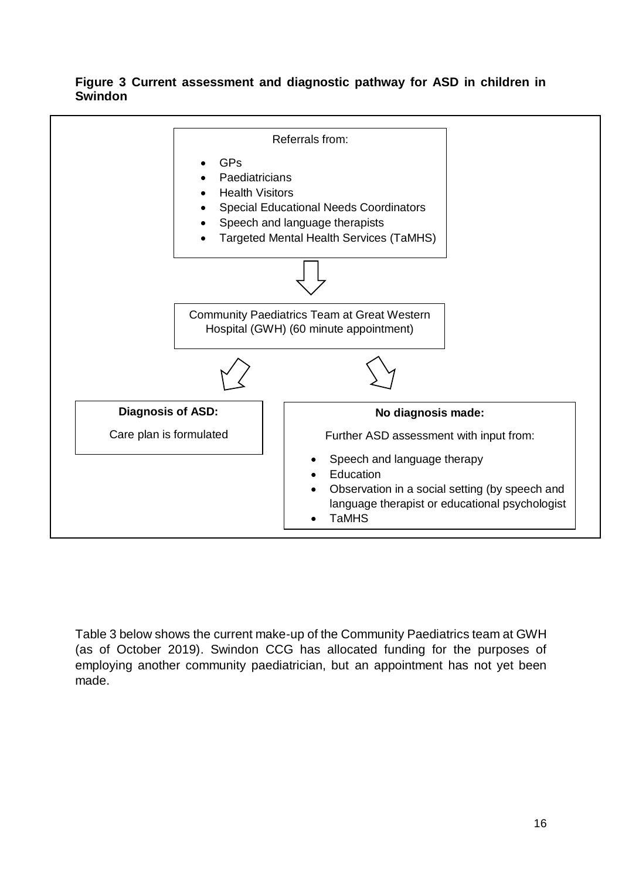**Figure 3 Current assessment and diagnostic pathway for ASD in children in Swindon**

Referrals from:

- GPs
- Paediatricians
- Health Visitors
- Special Educational Needs Coordinators
- Speech and language therapists
- Targeted Mental Health Services (TaMHS)

↓

Community Paediatrics Team at Great Western Hospital (GWH) (60 minute appointment)

↙ ↘

**Diagnosis of ASD:**

Care plan is formulated

**No diagnosis made:**

Further ASD assessment with input from:

- Speech and language therapy
- Education
- Observation in a social setting (by speech and language therapist or educational psychologist
- TaMHS

Table 3 below shows the current make-up of the Community Paediatrics team at GWH (as of October 2019). Swindon CCG has allocated funding for the purposes of employing another community paediatrician, but an appointment has not yet been made.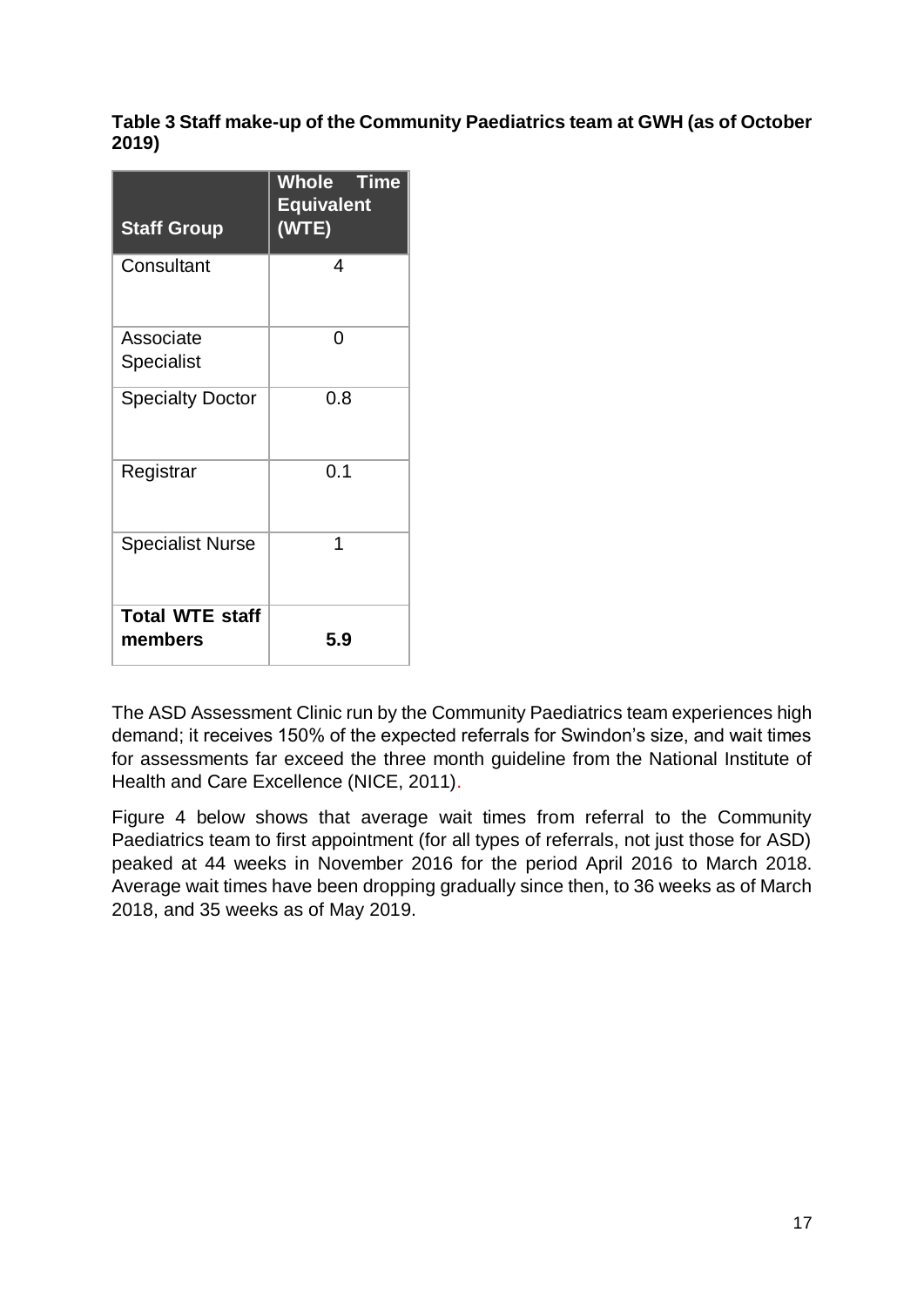**Table 3 Staff make-up of the Community Paediatrics team at GWH (as of October 2019)**

| Staff Group | Whole Time Equivalent (WTE) |
|---|---|
| Consultant | 4 |
| Associate Specialist | 0 |
| Specialty Doctor | 0.8 |
| Registrar | 0.1 |
| Specialist Nurse | 1 |
| **Total WTE staff members** | **5.9** |

The ASD Assessment Clinic run by the Community Paediatrics team experiences high demand; it receives 150% of the expected referrals for Swindon's size, and wait times for assessments far exceed the three month guideline from the National Institute of Health and Care Excellence (NICE, 2011).

Figure 4 below shows that average wait times from referral to the Community Paediatrics team to first appointment (for all types of referrals, not just those for ASD) peaked at 44 weeks in November 2016 for the period April 2016 to March 2018. Average wait times have been dropping gradually since then, to 36 weeks as of March 2018, and 35 weeks as of May 2019.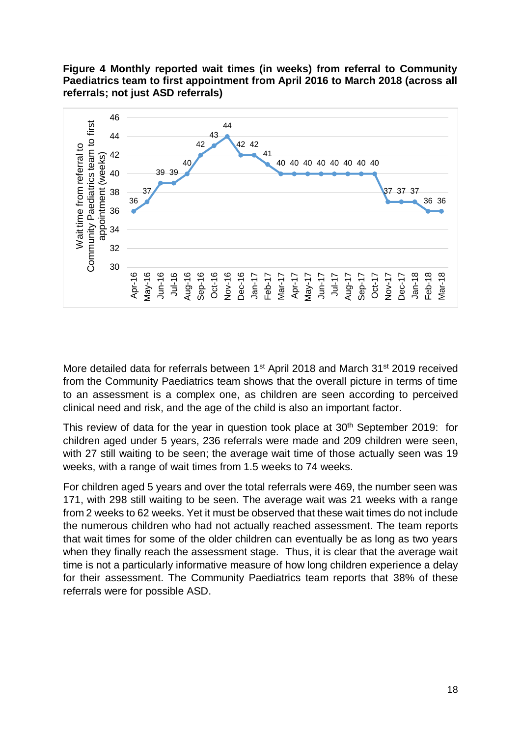**Figure 4 Monthly reported wait times (in weeks) from referral to Community Paediatrics team to first appointment from April 2016 to March 2018 (across all referrals; not just ASD referrals)**

| Month | Wait time from referral to Community Paediatrics team to first appointment (weeks) |
|---|---|
| Apr-16 | 36 |
| May-16 | 37 |
| Jun-16 | 39 |
| Jul-16 | 39 |
| Aug-16 | 40 |
| Sep-16 | 42 |
| Oct-16 | 43 |
| Nov-16 | 44 |
| Dec-16 | 42 |
| Jan-17 | 42 |
| Feb-17 | 41 |
| Mar-17 | 40 |
| Apr-17 | 40 |
| May-17 | 40 |
| Jun-17 | 40 |
| Jul-17 | 40 |
| Aug-17 | 40 |
| Sep-17 | 40 |
| Oct-17 | 40 |
| Nov-17 | 37 |
| Dec-17 | 37 |
| Jan-18 | 37 |
| Feb-18 | 36 |
| Mar-18 | 36 |

More detailed data for referrals between 1st April 2018 and March 31st 2019 received from the Community Paediatrics team shows that the overall picture in terms of time to an assessment is a complex one, as children are seen according to perceived clinical need and risk, and the age of the child is also an important factor.

This review of data for the year in question took place at 30th September 2019: for children aged under 5 years, 236 referrals were made and 209 children were seen, with 27 still waiting to be seen; the average wait time of those actually seen was 19 weeks, with a range of wait times from 1.5 weeks to 74 weeks.

For children aged 5 years and over the total referrals were 469, the number seen was 171, with 298 still waiting to be seen. The average wait was 21 weeks with a range from 2 weeks to 62 weeks. Yet it must be observed that these wait times do not include the numerous children who had not actually reached assessment. The team reports that wait times for some of the older children can eventually be as long as two years when they finally reach the assessment stage. Thus, it is clear that the average wait time is not a particularly informative measure of how long children experience a delay for their assessment. The Community Paediatrics team reports that 38% of these referrals were for possible ASD.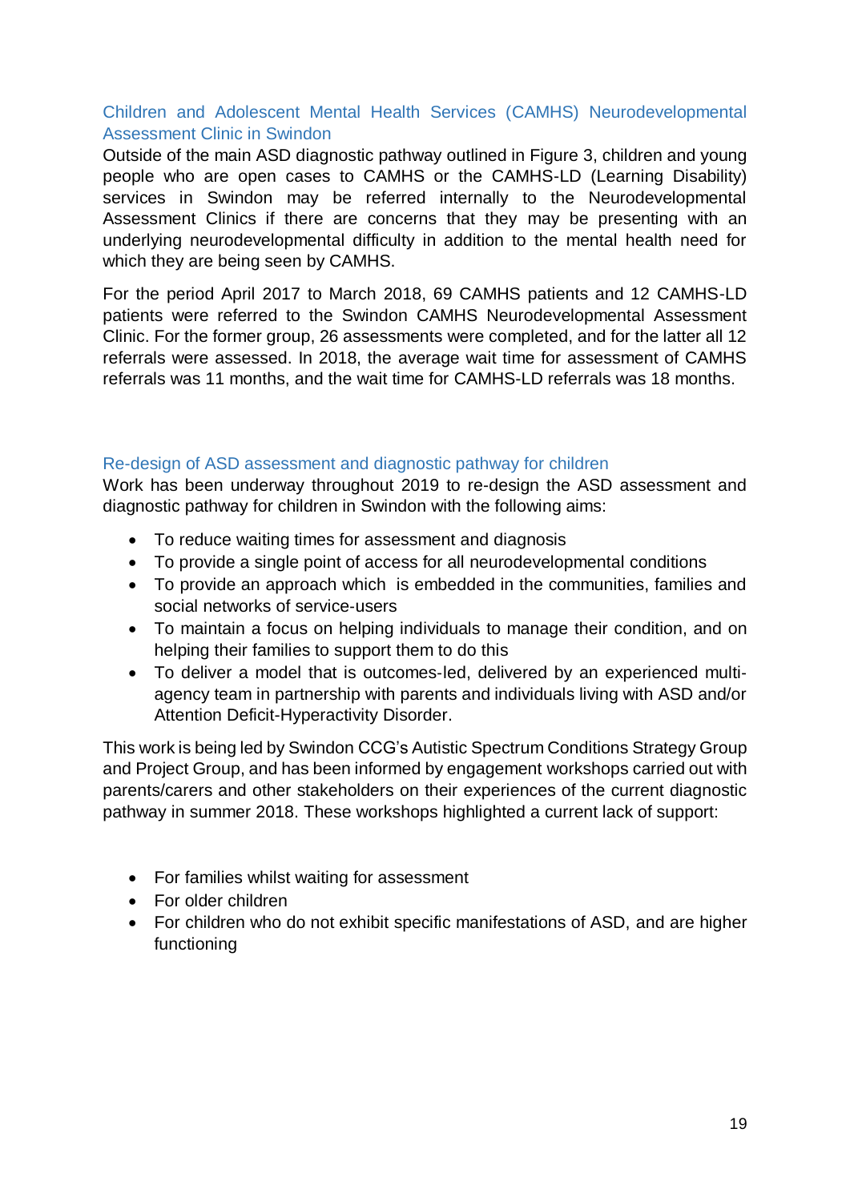### Children and Adolescent Mental Health Services (CAMHS) Neurodevelopmental Assessment Clinic in Swindon

Outside of the main ASD diagnostic pathway outlined in Figure 3, children and young people who are open cases to CAMHS or the CAMHS-LD (Learning Disability) services in Swindon may be referred internally to the Neurodevelopmental Assessment Clinics if there are concerns that they may be presenting with an underlying neurodevelopmental difficulty in addition to the mental health need for which they are being seen by CAMHS.

For the period April 2017 to March 2018, 69 CAMHS patients and 12 CAMHS-LD patients were referred to the Swindon CAMHS Neurodevelopmental Assessment Clinic. For the former group, 26 assessments were completed, and for the latter all 12 referrals were assessed. In 2018, the average wait time for assessment of CAMHS referrals was 11 months, and the wait time for CAMHS-LD referrals was 18 months.

### Re-design of ASD assessment and diagnostic pathway for children

Work has been underway throughout 2019 to re-design the ASD assessment and diagnostic pathway for children in Swindon with the following aims:

- To reduce waiting times for assessment and diagnosis
- To provide a single point of access for all neurodevelopmental conditions
- To provide an approach which is embedded in the communities, families and social networks of service-users
- To maintain a focus on helping individuals to manage their condition, and on helping their families to support them to do this
- To deliver a model that is outcomes-led, delivered by an experienced multi-agency team in partnership with parents and individuals living with ASD and/or Attention Deficit-Hyperactivity Disorder.

This work is being led by Swindon CCG's Autistic Spectrum Conditions Strategy Group and Project Group, and has been informed by engagement workshops carried out with parents/carers and other stakeholders on their experiences of the current diagnostic pathway in summer 2018. These workshops highlighted a current lack of support:

- For families whilst waiting for assessment
- For older children
- For children who do not exhibit specific manifestations of ASD, and are higher functioning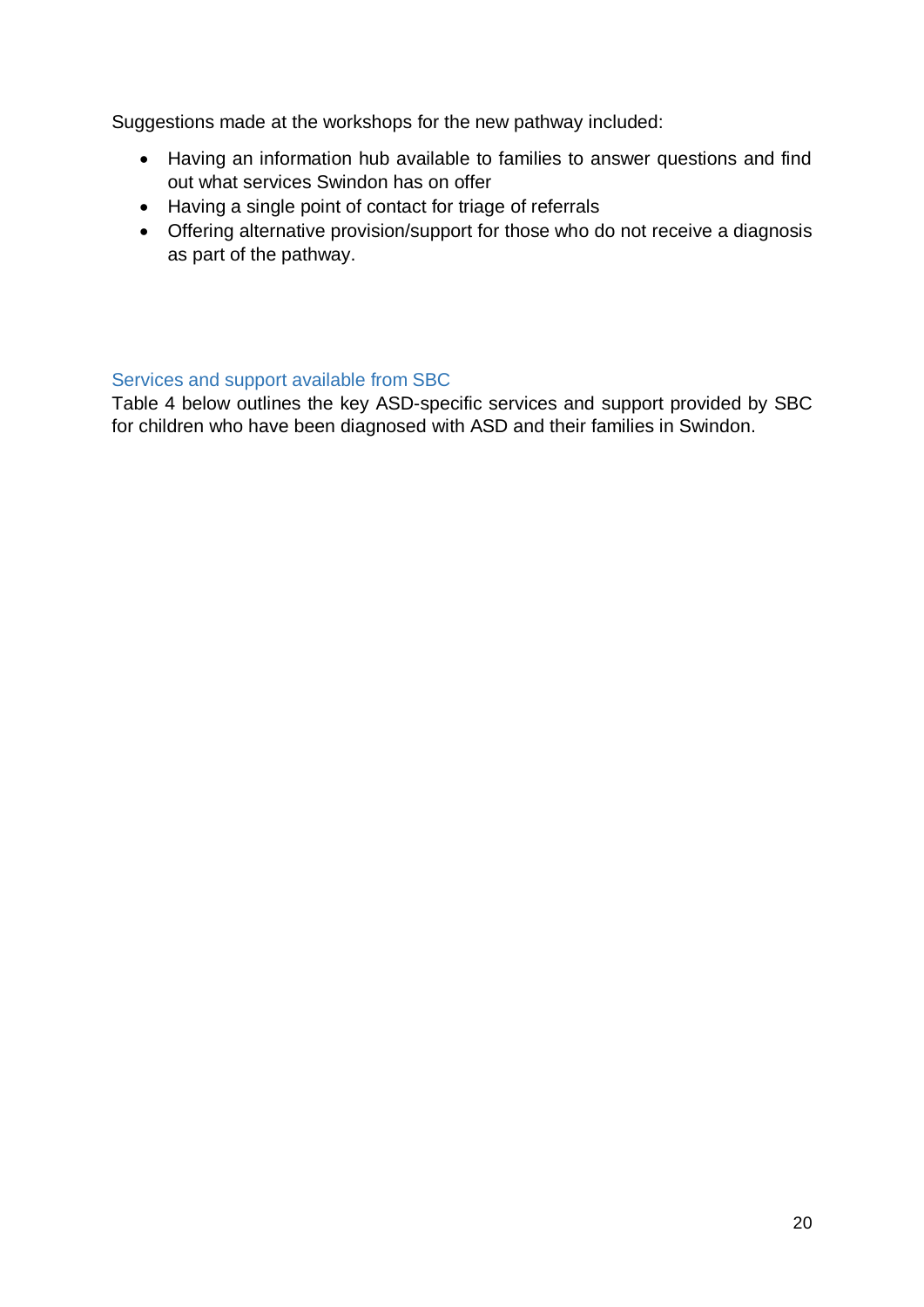Suggestions made at the workshops for the new pathway included:

- Having an information hub available to families to answer questions and find out what services Swindon has on offer
- Having a single point of contact for triage of referrals
- Offering alternative provision/support for those who do not receive a diagnosis as part of the pathway.

### Services and support available from SBC

Table 4 below outlines the key ASD-specific services and support provided by SBC for children who have been diagnosed with ASD and their families in Swindon.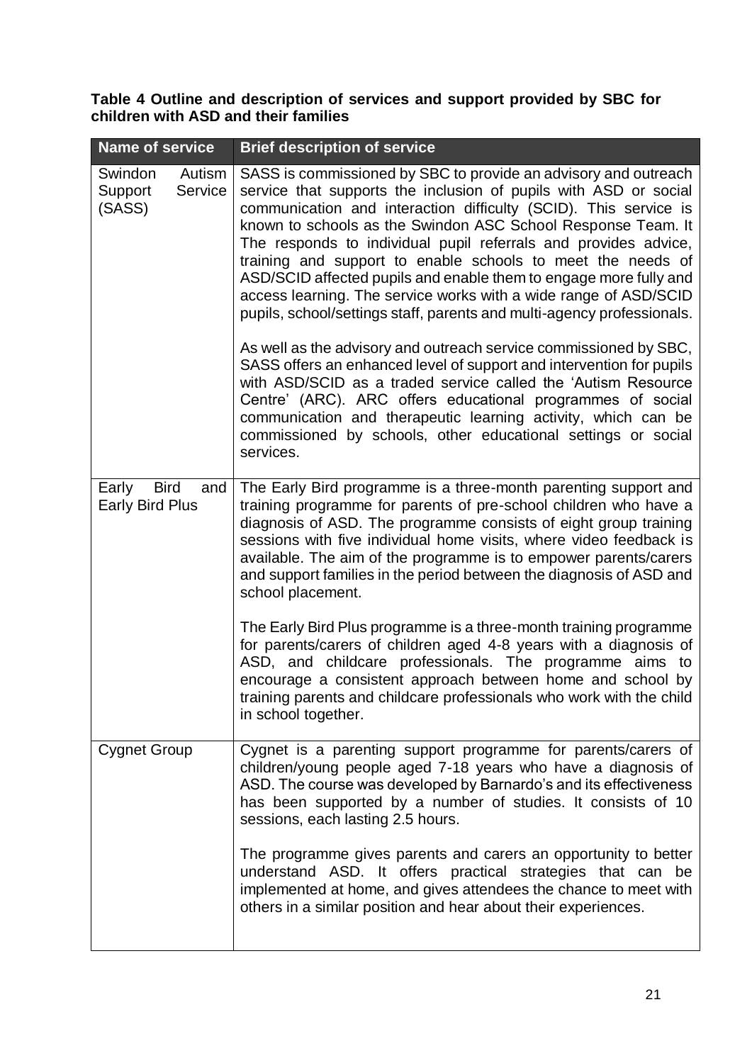**Table 4 Outline and description of services and support provided by SBC for children with ASD and their families**

| Name of service | Brief description of service |
| --- | --- |
| Swindon Autism Support Service (SASS) | SASS is commissioned by SBC to provide an advisory and outreach service that supports the inclusion of pupils with ASD or social communication and interaction difficulty (SCID). This service is known to schools as the Swindon ASC School Response Team. It The responds to individual pupil referrals and provides advice, training and support to enable schools to meet the needs of ASD/SCID affected pupils and enable them to engage more fully and access learning. The service works with a wide range of ASD/SCID pupils, school/settings staff, parents and multi-agency professionals.<br><br>As well as the advisory and outreach service commissioned by SBC, SASS offers an enhanced level of support and intervention for pupils with ASD/SCID as a traded service called the 'Autism Resource Centre' (ARC). ARC offers educational programmes of social communication and therapeutic learning activity, which can be commissioned by schools, other educational settings or social services. |
| Early Bird and Early Bird Plus | The Early Bird programme is a three-month parenting support and training programme for parents of pre-school children who have a diagnosis of ASD. The programme consists of eight group training sessions with five individual home visits, where video feedback is available. The aim of the programme is to empower parents/carers and support families in the period between the diagnosis of ASD and school placement.<br><br>The Early Bird Plus programme is a three-month training programme for parents/carers of children aged 4-8 years with a diagnosis of ASD, and childcare professionals. The programme aims to encourage a consistent approach between home and school by training parents and childcare professionals who work with the child in school together. |
| Cygnet Group | Cygnet is a parenting support programme for parents/carers of children/young people aged 7-18 years who have a diagnosis of ASD. The course was developed by Barnardo's and its effectiveness has been supported by a number of studies. It consists of 10 sessions, each lasting 2.5 hours.<br><br>The programme gives parents and carers an opportunity to better understand ASD. It offers practical strategies that can be implemented at home, and gives attendees the chance to meet with others in a similar position and hear about their experiences. |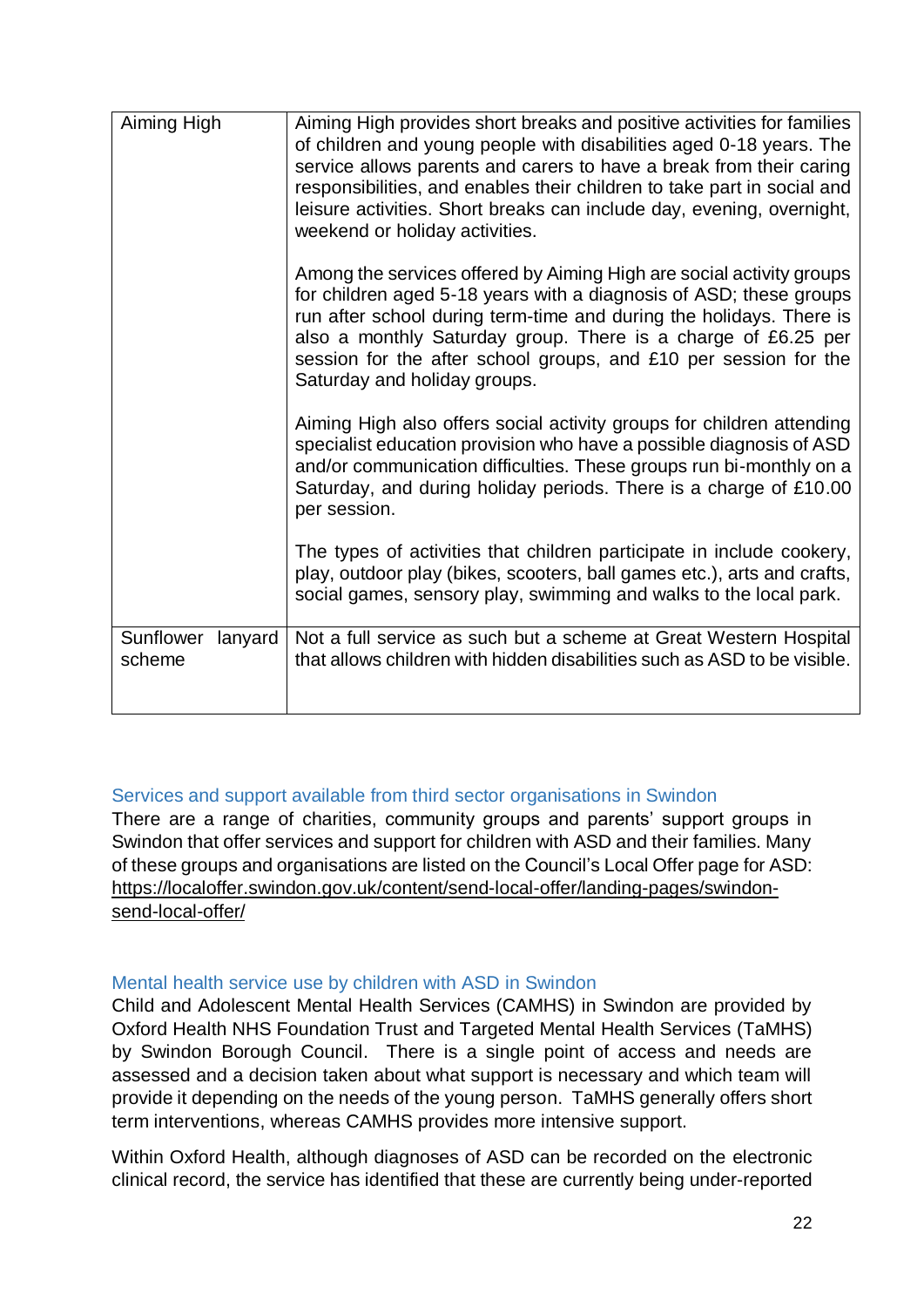| | |
|---|---|
| Aiming High | Aiming High provides short breaks and positive activities for families of children and young people with disabilities aged 0-18 years. The service allows parents and carers to have a break from their caring responsibilities, and enables their children to take part in social and leisure activities. Short breaks can include day, evening, overnight, weekend or holiday activities.<br><br>Among the services offered by Aiming High are social activity groups for children aged 5-18 years with a diagnosis of ASD; these groups run after school during term-time and during the holidays. There is also a monthly Saturday group. There is a charge of £6.25 per session for the after school groups, and £10 per session for the Saturday and holiday groups.<br><br>Aiming High also offers social activity groups for children attending specialist education provision who have a possible diagnosis of ASD and/or communication difficulties. These groups run bi-monthly on a Saturday, and during holiday periods. There is a charge of £10.00 per session.<br><br>The types of activities that children participate in include cookery, play, outdoor play (bikes, scooters, ball games etc.), arts and crafts, social games, sensory play, swimming and walks to the local park. |
| Sunflower lanyard scheme | Not a full service as such but a scheme at Great Western Hospital that allows children with hidden disabilities such as ASD to be visible. |

### Services and support available from third sector organisations in Swindon

There are a range of charities, community groups and parents' support groups in Swindon that offer services and support for children with ASD and their families. Many of these groups and organisations are listed on the Council's Local Offer page for ASD: https://localoffer.swindon.gov.uk/content/send-local-offer/landing-pages/swindon-send-local-offer/

### Mental health service use by children with ASD in Swindon

Child and Adolescent Mental Health Services (CAMHS) in Swindon are provided by Oxford Health NHS Foundation Trust and Targeted Mental Health Services (TaMHS) by Swindon Borough Council. There is a single point of access and needs are assessed and a decision taken about what support is necessary and which team will provide it depending on the needs of the young person. TaMHS generally offers short term interventions, whereas CAMHS provides more intensive support.

Within Oxford Health, although diagnoses of ASD can be recorded on the electronic clinical record, the service has identified that these are currently being under-reported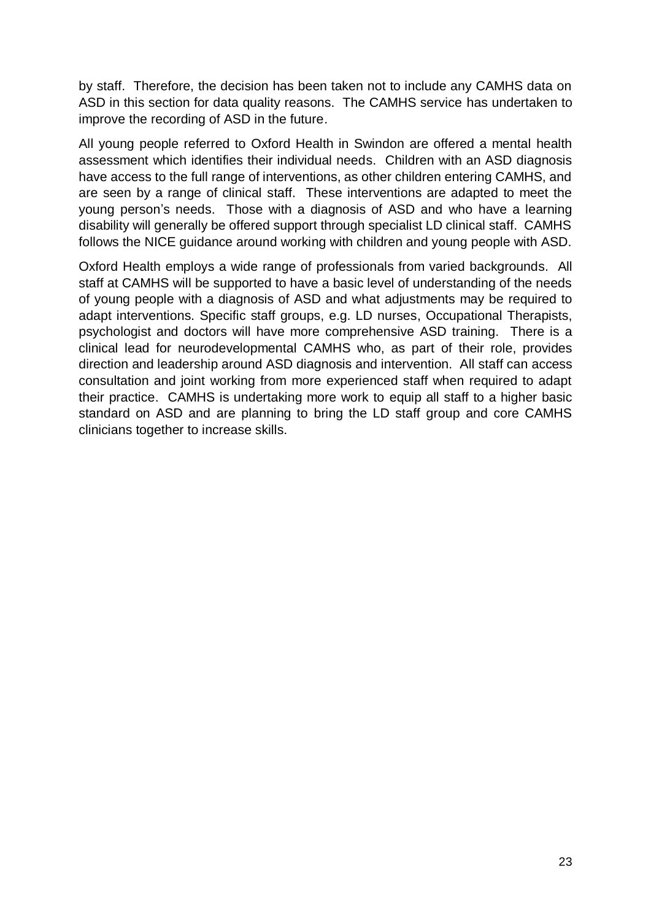by staff. Therefore, the decision has been taken not to include any CAMHS data on ASD in this section for data quality reasons. The CAMHS service has undertaken to improve the recording of ASD in the future.

All young people referred to Oxford Health in Swindon are offered a mental health assessment which identifies their individual needs. Children with an ASD diagnosis have access to the full range of interventions, as other children entering CAMHS, and are seen by a range of clinical staff. These interventions are adapted to meet the young person's needs. Those with a diagnosis of ASD and who have a learning disability will generally be offered support through specialist LD clinical staff. CAMHS follows the NICE guidance around working with children and young people with ASD.

Oxford Health employs a wide range of professionals from varied backgrounds. All staff at CAMHS will be supported to have a basic level of understanding of the needs of young people with a diagnosis of ASD and what adjustments may be required to adapt interventions. Specific staff groups, e.g. LD nurses, Occupational Therapists, psychologist and doctors will have more comprehensive ASD training. There is a clinical lead for neurodevelopmental CAMHS who, as part of their role, provides direction and leadership around ASD diagnosis and intervention. All staff can access consultation and joint working from more experienced staff when required to adapt their practice. CAMHS is undertaking more work to equip all staff to a higher basic standard on ASD and are planning to bring the LD staff group and core CAMHS clinicians together to increase skills.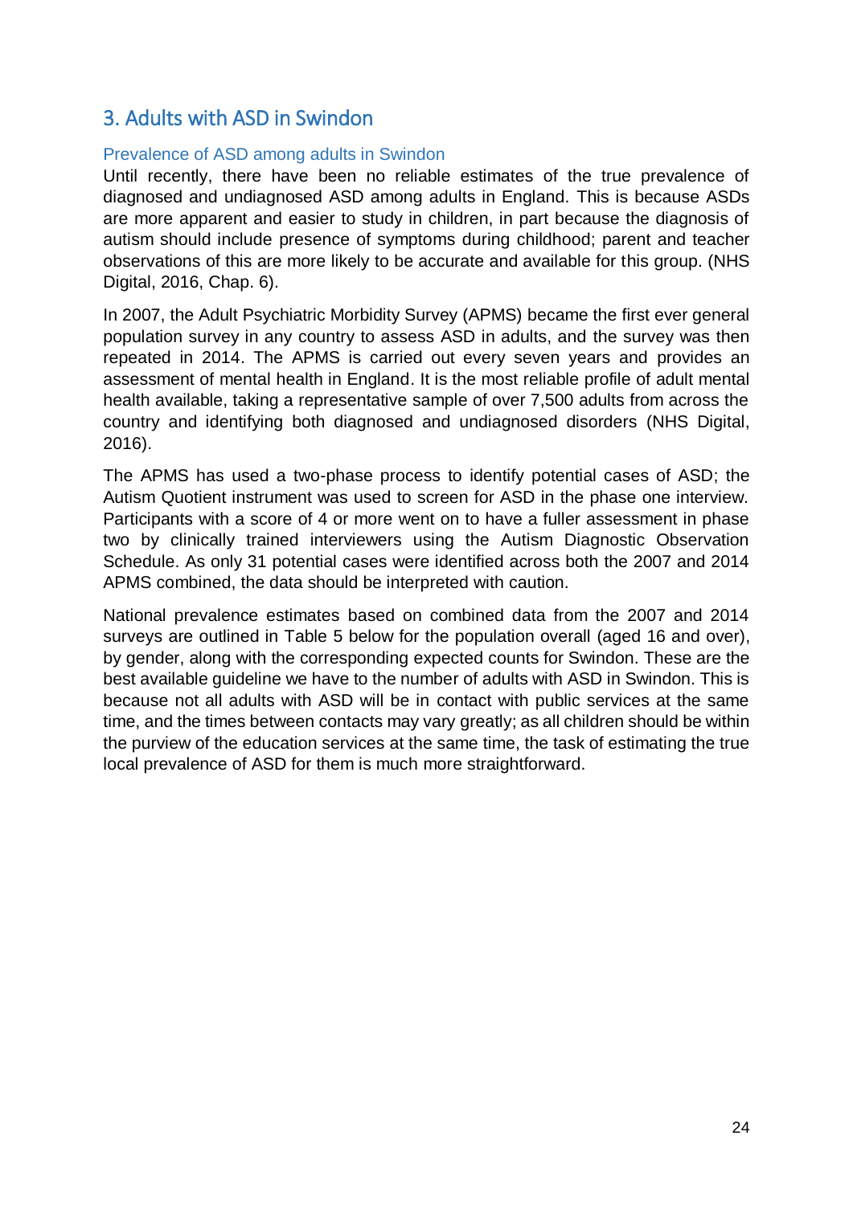## 3. Adults with ASD in Swindon

### Prevalence of ASD among adults in Swindon

Until recently, there have been no reliable estimates of the true prevalence of diagnosed and undiagnosed ASD among adults in England. This is because ASDs are more apparent and easier to study in children, in part because the diagnosis of autism should include presence of symptoms during childhood; parent and teacher observations of this are more likely to be accurate and available for this group. (NHS Digital, 2016, Chap. 6).

In 2007, the Adult Psychiatric Morbidity Survey (APMS) became the first ever general population survey in any country to assess ASD in adults, and the survey was then repeated in 2014. The APMS is carried out every seven years and provides an assessment of mental health in England. It is the most reliable profile of adult mental health available, taking a representative sample of over 7,500 adults from across the country and identifying both diagnosed and undiagnosed disorders (NHS Digital, 2016).

The APMS has used a two-phase process to identify potential cases of ASD; the Autism Quotient instrument was used to screen for ASD in the phase one interview. Participants with a score of 4 or more went on to have a fuller assessment in phase two by clinically trained interviewers using the Autism Diagnostic Observation Schedule. As only 31 potential cases were identified across both the 2007 and 2014 APMS combined, the data should be interpreted with caution.

National prevalence estimates based on combined data from the 2007 and 2014 surveys are outlined in Table 5 below for the population overall (aged 16 and over), by gender, along with the corresponding expected counts for Swindon. These are the best available guideline we have to the number of adults with ASD in Swindon. This is because not all adults with ASD will be in contact with public services at the same time, and the times between contacts may vary greatly; as all children should be within the purview of the education services at the same time, the task of estimating the true local prevalence of ASD for them is much more straightforward.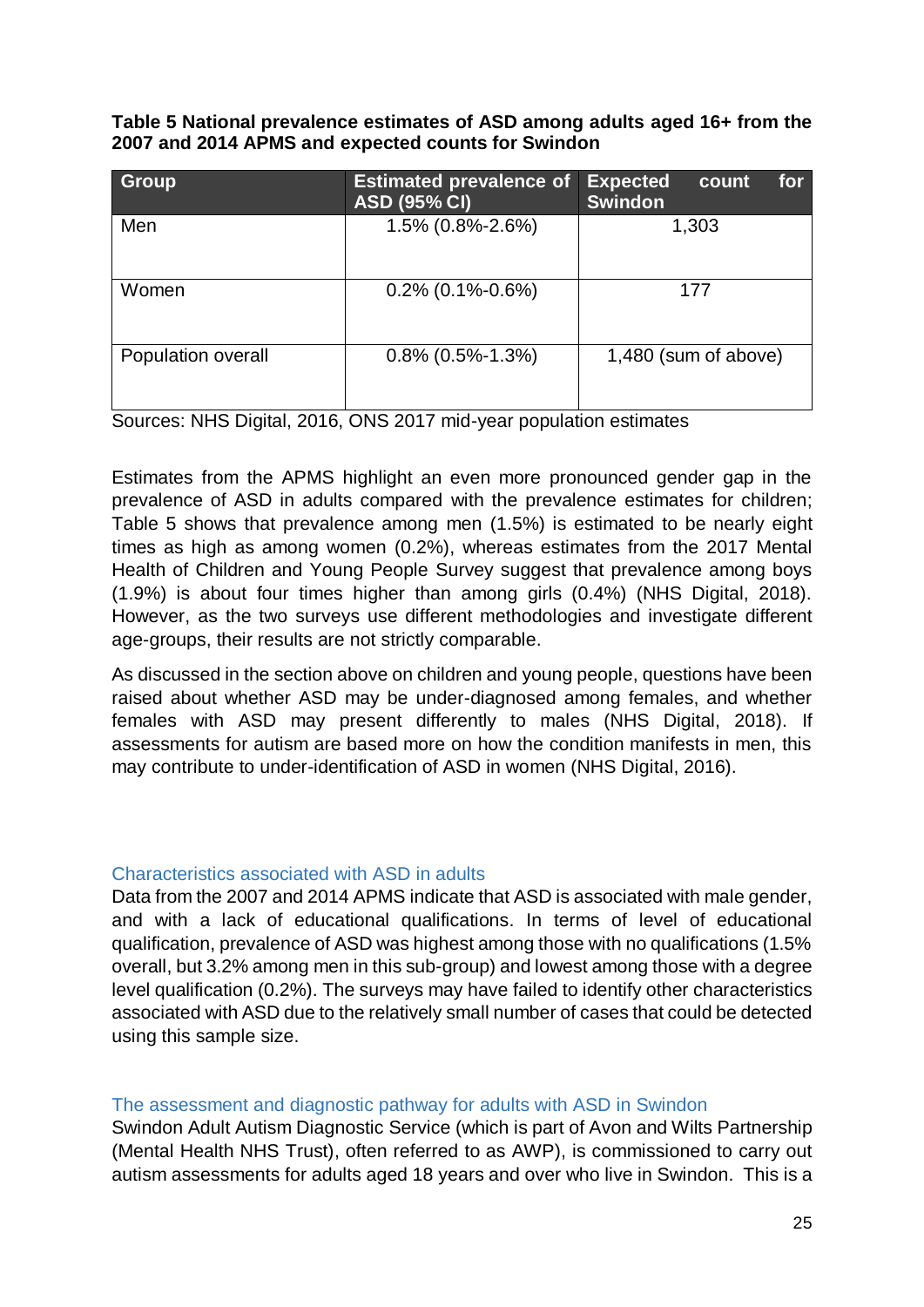**Table 5 National prevalence estimates of ASD among adults aged 16+ from the 2007 and 2014 APMS and expected counts for Swindon**

| Group | Estimated prevalence of ASD (95% CI) | Expected count for Swindon |
|---|---|---|
| Men | 1.5% (0.8%-2.6%) | 1,303 |
| Women | 0.2% (0.1%-0.6%) | 177 |
| Population overall | 0.8% (0.5%-1.3%) | 1,480 (sum of above) |

Sources: NHS Digital, 2016, ONS 2017 mid-year population estimates

Estimates from the APMS highlight an even more pronounced gender gap in the prevalence of ASD in adults compared with the prevalence estimates for children; Table 5 shows that prevalence among men (1.5%) is estimated to be nearly eight times as high as among women (0.2%), whereas estimates from the 2017 Mental Health of Children and Young People Survey suggest that prevalence among boys (1.9%) is about four times higher than among girls (0.4%) (NHS Digital, 2018). However, as the two surveys use different methodologies and investigate different age-groups, their results are not strictly comparable.

As discussed in the section above on children and young people, questions have been raised about whether ASD may be under-diagnosed among females, and whether females with ASD may present differently to males (NHS Digital, 2018). If assessments for autism are based more on how the condition manifests in men, this may contribute to under-identification of ASD in women (NHS Digital, 2016).

### Characteristics associated with ASD in adults

Data from the 2007 and 2014 APMS indicate that ASD is associated with male gender, and with a lack of educational qualifications. In terms of level of educational qualification, prevalence of ASD was highest among those with no qualifications (1.5% overall, but 3.2% among men in this sub-group) and lowest among those with a degree level qualification (0.2%). The surveys may have failed to identify other characteristics associated with ASD due to the relatively small number of cases that could be detected using this sample size.

### The assessment and diagnostic pathway for adults with ASD in Swindon

Swindon Adult Autism Diagnostic Service (which is part of Avon and Wilts Partnership (Mental Health NHS Trust), often referred to as AWP), is commissioned to carry out autism assessments for adults aged 18 years and over who live in Swindon. This is a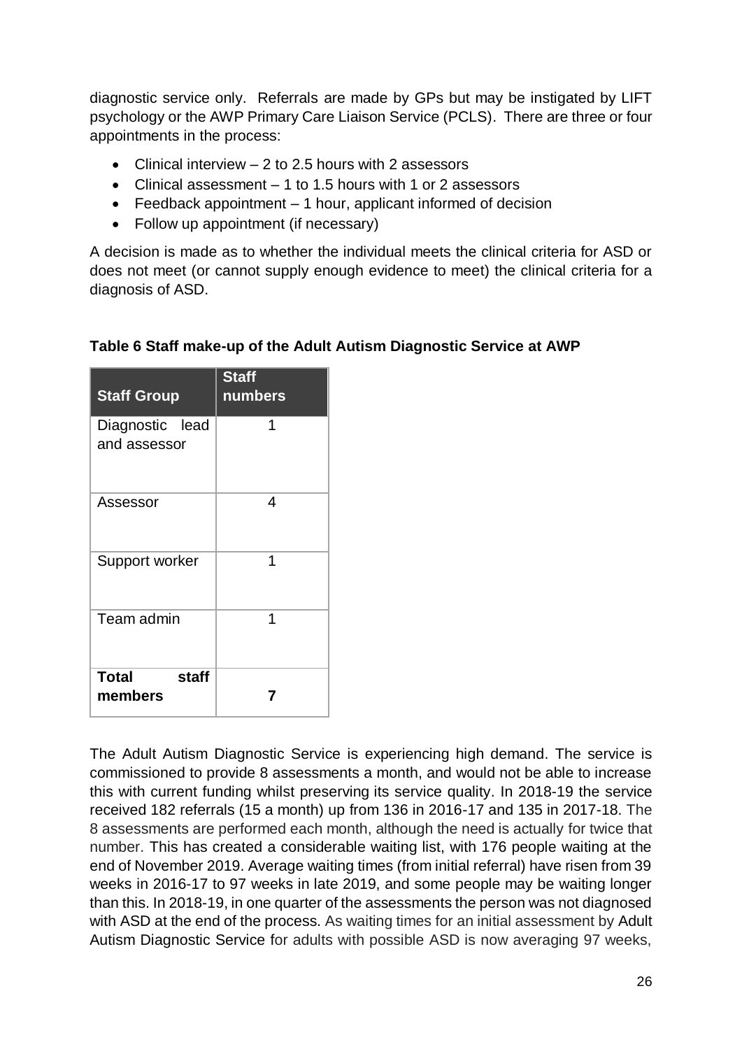diagnostic service only. Referrals are made by GPs but may be instigated by LIFT psychology or the AWP Primary Care Liaison Service (PCLS). There are three or four appointments in the process:

- Clinical interview – 2 to 2.5 hours with 2 assessors
- Clinical assessment – 1 to 1.5 hours with 1 or 2 assessors
- Feedback appointment – 1 hour, applicant informed of decision
- Follow up appointment (if necessary)

A decision is made as to whether the individual meets the clinical criteria for ASD or does not meet (or cannot supply enough evidence to meet) the clinical criteria for a diagnosis of ASD.

**Table 6 Staff make-up of the Adult Autism Diagnostic Service at AWP**

| Staff Group | Staff numbers |
|---|---|
| Diagnostic lead and assessor | 1 |
| Assessor | 4 |
| Support worker | 1 |
| Team admin | 1 |
| **Total staff members** | **7** |

The Adult Autism Diagnostic Service is experiencing high demand. The service is commissioned to provide 8 assessments a month, and would not be able to increase this with current funding whilst preserving its service quality. In 2018-19 the service received 182 referrals (15 a month) up from 136 in 2016-17 and 135 in 2017-18. The 8 assessments are performed each month, although the need is actually for twice that number. This has created a considerable waiting list, with 176 people waiting at the end of November 2019. Average waiting times (from initial referral) have risen from 39 weeks in 2016-17 to 97 weeks in late 2019, and some people may be waiting longer than this. In 2018-19, in one quarter of the assessments the person was not diagnosed with ASD at the end of the process. As waiting times for an initial assessment by Adult Autism Diagnostic Service for adults with possible ASD is now averaging 97 weeks,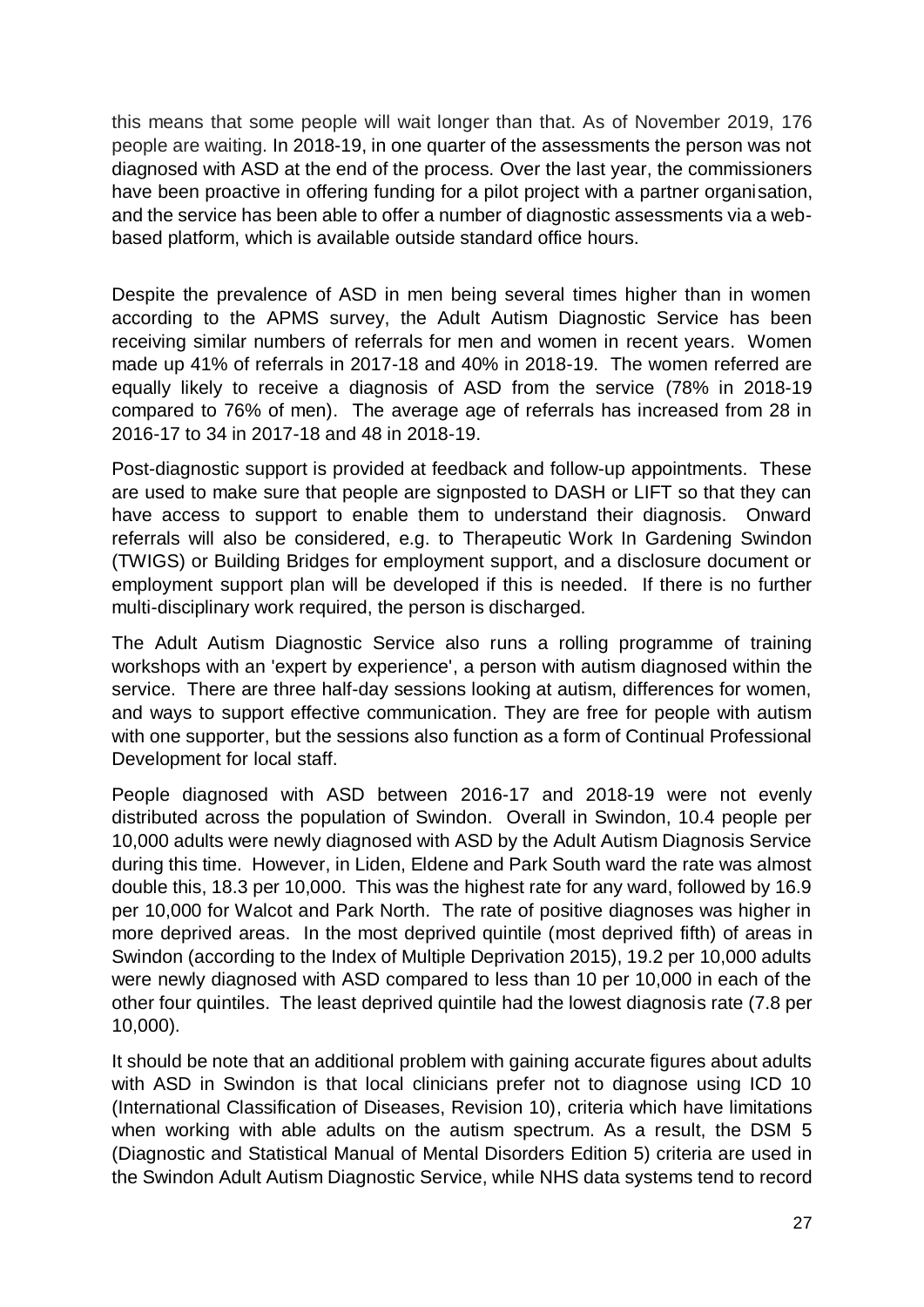this means that some people will wait longer than that. As of November 2019, 176 people are waiting. In 2018-19, in one quarter of the assessments the person was not diagnosed with ASD at the end of the process. Over the last year, the commissioners have been proactive in offering funding for a pilot project with a partner organisation, and the service has been able to offer a number of diagnostic assessments via a web-based platform, which is available outside standard office hours.

Despite the prevalence of ASD in men being several times higher than in women according to the APMS survey, the Adult Autism Diagnostic Service has been receiving similar numbers of referrals for men and women in recent years. Women made up 41% of referrals in 2017-18 and 40% in 2018-19. The women referred are equally likely to receive a diagnosis of ASD from the service (78% in 2018-19 compared to 76% of men). The average age of referrals has increased from 28 in 2016-17 to 34 in 2017-18 and 48 in 2018-19.

Post-diagnostic support is provided at feedback and follow-up appointments. These are used to make sure that people are signposted to DASH or LIFT so that they can have access to support to enable them to understand their diagnosis. Onward referrals will also be considered, e.g. to Therapeutic Work In Gardening Swindon (TWIGS) or Building Bridges for employment support, and a disclosure document or employment support plan will be developed if this is needed. If there is no further multi-disciplinary work required, the person is discharged.

The Adult Autism Diagnostic Service also runs a rolling programme of training workshops with an 'expert by experience', a person with autism diagnosed within the service. There are three half-day sessions looking at autism, differences for women, and ways to support effective communication. They are free for people with autism with one supporter, but the sessions also function as a form of Continual Professional Development for local staff.

People diagnosed with ASD between 2016-17 and 2018-19 were not evenly distributed across the population of Swindon. Overall in Swindon, 10.4 people per 10,000 adults were newly diagnosed with ASD by the Adult Autism Diagnosis Service during this time. However, in Liden, Eldene and Park South ward the rate was almost double this, 18.3 per 10,000. This was the highest rate for any ward, followed by 16.9 per 10,000 for Walcot and Park North. The rate of positive diagnoses was higher in more deprived areas. In the most deprived quintile (most deprived fifth) of areas in Swindon (according to the Index of Multiple Deprivation 2015), 19.2 per 10,000 adults were newly diagnosed with ASD compared to less than 10 per 10,000 in each of the other four quintiles. The least deprived quintile had the lowest diagnosis rate (7.8 per 10,000).

It should be note that an additional problem with gaining accurate figures about adults with ASD in Swindon is that local clinicians prefer not to diagnose using ICD 10 (International Classification of Diseases, Revision 10), criteria which have limitations when working with able adults on the autism spectrum. As a result, the DSM 5 (Diagnostic and Statistical Manual of Mental Disorders Edition 5) criteria are used in the Swindon Adult Autism Diagnostic Service, while NHS data systems tend to record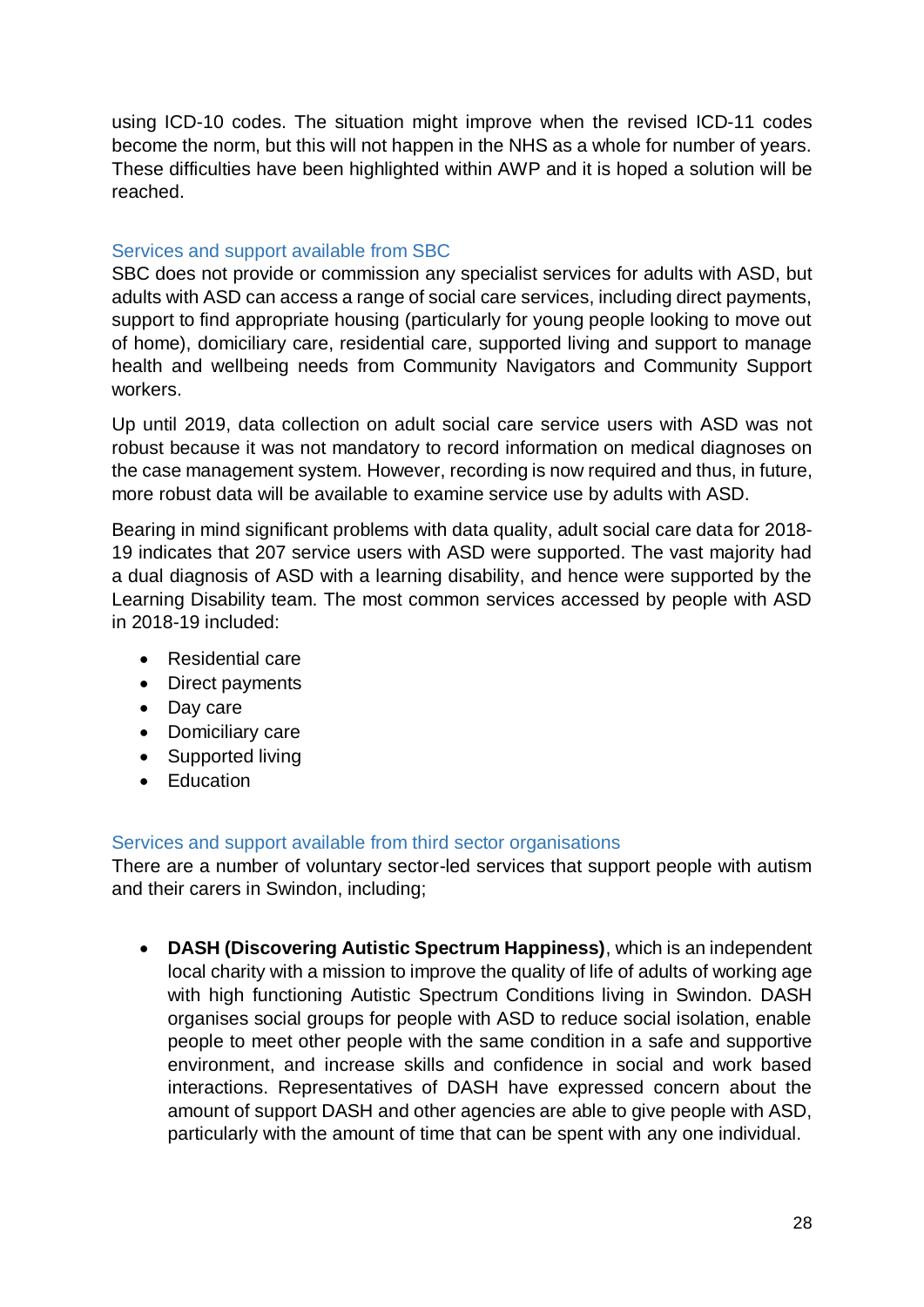using ICD-10 codes. The situation might improve when the revised ICD-11 codes become the norm, but this will not happen in the NHS as a whole for number of years. These difficulties have been highlighted within AWP and it is hoped a solution will be reached.

### Services and support available from SBC

SBC does not provide or commission any specialist services for adults with ASD, but adults with ASD can access a range of social care services, including direct payments, support to find appropriate housing (particularly for young people looking to move out of home), domiciliary care, residential care, supported living and support to manage health and wellbeing needs from Community Navigators and Community Support workers.

Up until 2019, data collection on adult social care service users with ASD was not robust because it was not mandatory to record information on medical diagnoses on the case management system. However, recording is now required and thus, in future, more robust data will be available to examine service use by adults with ASD.

Bearing in mind significant problems with data quality, adult social care data for 2018-19 indicates that 207 service users with ASD were supported. The vast majority had a dual diagnosis of ASD with a learning disability, and hence were supported by the Learning Disability team. The most common services accessed by people with ASD in 2018-19 included:

- Residential care
- Direct payments
- Day care
- Domiciliary care
- Supported living
- Education

### Services and support available from third sector organisations

There are a number of voluntary sector-led services that support people with autism and their carers in Swindon, including;

- **DASH (Discovering Autistic Spectrum Happiness)**, which is an independent local charity with a mission to improve the quality of life of adults of working age with high functioning Autistic Spectrum Conditions living in Swindon. DASH organises social groups for people with ASD to reduce social isolation, enable people to meet other people with the same condition in a safe and supportive environment, and increase skills and confidence in social and work based interactions. Representatives of DASH have expressed concern about the amount of support DASH and other agencies are able to give people with ASD, particularly with the amount of time that can be spent with any one individual.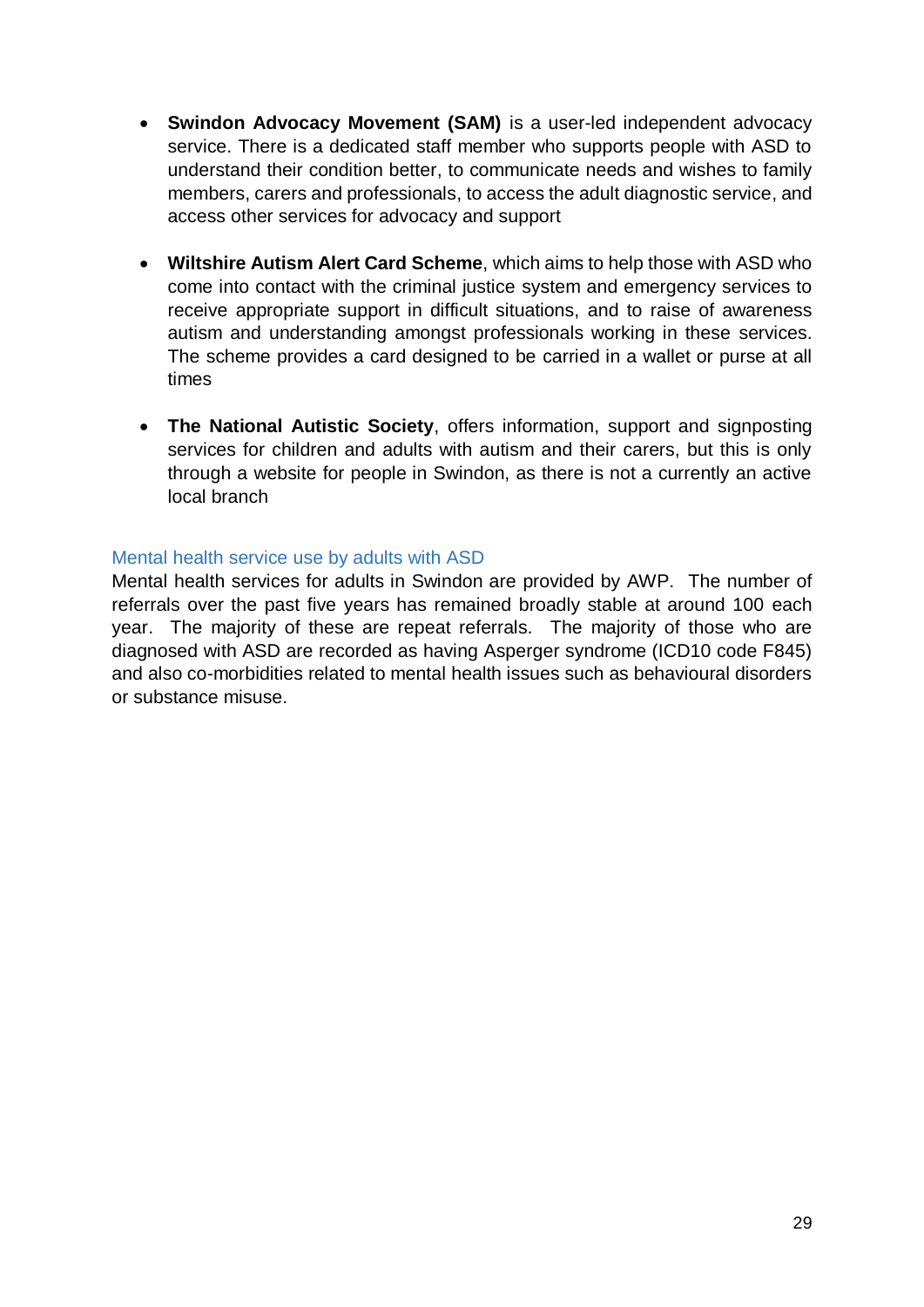- **Swindon Advocacy Movement (SAM)** is a user-led independent advocacy service. There is a dedicated staff member who supports people with ASD to understand their condition better, to communicate needs and wishes to family members, carers and professionals, to access the adult diagnostic service, and access other services for advocacy and support

- **Wiltshire Autism Alert Card Scheme**, which aims to help those with ASD who come into contact with the criminal justice system and emergency services to receive appropriate support in difficult situations, and to raise of awareness autism and understanding amongst professionals working in these services. The scheme provides a card designed to be carried in a wallet or purse at all times

- **The National Autistic Society**, offers information, support and signposting services for children and adults with autism and their carers, but this is only through a website for people in Swindon, as there is not a currently an active local branch

### Mental health service use by adults with ASD

Mental health services for adults in Swindon are provided by AWP. The number of referrals over the past five years has remained broadly stable at around 100 each year. The majority of these are repeat referrals. The majority of those who are diagnosed with ASD are recorded as having Asperger syndrome (ICD10 code F845) and also co-morbidities related to mental health issues such as behavioural disorders or substance misuse.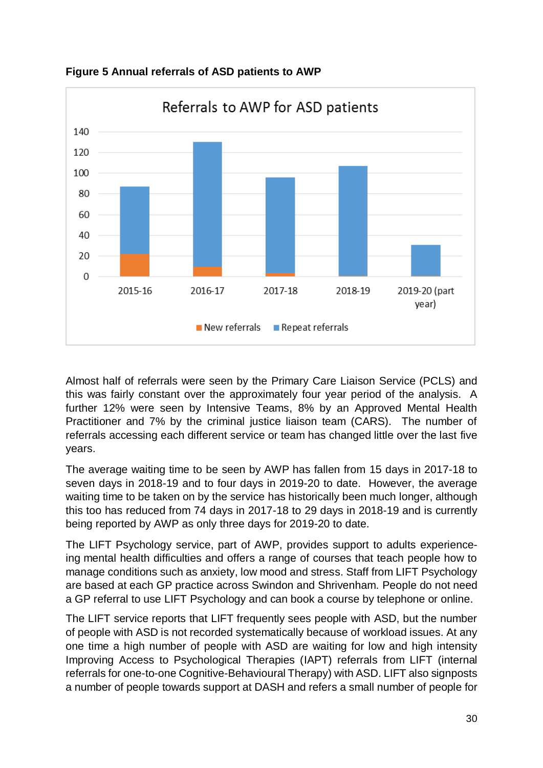**Figure 5 Annual referrals of ASD patients to AWP**

Almost half of referrals were seen by the Primary Care Liaison Service (PCLS) and this was fairly constant over the approximately four year period of the analysis. A further 12% were seen by Intensive Teams, 8% by an Approved Mental Health Practitioner and 7% by the criminal justice liaison team (CARS). The number of referrals accessing each different service or team has changed little over the last five years.

The average waiting time to be seen by AWP has fallen from 15 days in 2017-18 to seven days in 2018-19 and to four days in 2019-20 to date. However, the average waiting time to be taken on by the service has historically been much longer, although this too has reduced from 74 days in 2017-18 to 29 days in 2018-19 and is currently being reported by AWP as only three days for 2019-20 to date.

The LIFT Psychology service, part of AWP, provides support to adults experience-ing mental health difficulties and offers a range of courses that teach people how to manage conditions such as anxiety, low mood and stress. Staff from LIFT Psychology are based at each GP practice across Swindon and Shrivenham. People do not need a GP referral to use LIFT Psychology and can book a course by telephone or online.

The LIFT service reports that LIFT frequently sees people with ASD, but the number of people with ASD is not recorded systematically because of workload issues. At any one time a high number of people with ASD are waiting for low and high intensity Improving Access to Psychological Therapies (IAPT) referrals from LIFT (internal referrals for one-to-one Cognitive-Behavioural Therapy) with ASD. LIFT also signposts a number of people towards support at DASH and refers a small number of people for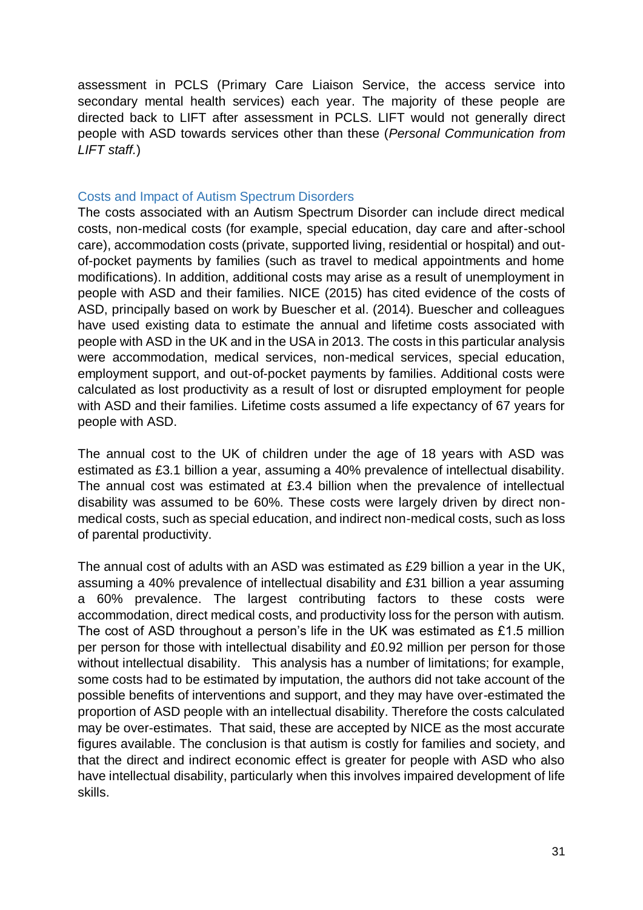assessment in PCLS (Primary Care Liaison Service, the access service into secondary mental health services) each year. The majority of these people are directed back to LIFT after assessment in PCLS. LIFT would not generally direct people with ASD towards services other than these (*Personal Communication from LIFT staff.*)

## Costs and Impact of Autism Spectrum Disorders

The costs associated with an Autism Spectrum Disorder can include direct medical costs, non-medical costs (for example, special education, day care and after-school care), accommodation costs (private, supported living, residential or hospital) and out-of-pocket payments by families (such as travel to medical appointments and home modifications). In addition, additional costs may arise as a result of unemployment in people with ASD and their families. NICE (2015) has cited evidence of the costs of ASD, principally based on work by Buescher et al. (2014). Buescher and colleagues have used existing data to estimate the annual and lifetime costs associated with people with ASD in the UK and in the USA in 2013. The costs in this particular analysis were accommodation, medical services, non-medical services, special education, employment support, and out-of-pocket payments by families. Additional costs were calculated as lost productivity as a result of lost or disrupted employment for people with ASD and their families. Lifetime costs assumed a life expectancy of 67 years for people with ASD.

The annual cost to the UK of children under the age of 18 years with ASD was estimated as £3.1 billion a year, assuming a 40% prevalence of intellectual disability. The annual cost was estimated at £3.4 billion when the prevalence of intellectual disability was assumed to be 60%. These costs were largely driven by direct non-medical costs, such as special education, and indirect non-medical costs, such as loss of parental productivity.

The annual cost of adults with an ASD was estimated as £29 billion a year in the UK, assuming a 40% prevalence of intellectual disability and £31 billion a year assuming a 60% prevalence. The largest contributing factors to these costs were accommodation, direct medical costs, and productivity loss for the person with autism. The cost of ASD throughout a person's life in the UK was estimated as £1.5 million per person for those with intellectual disability and £0.92 million per person for those without intellectual disability. This analysis has a number of limitations; for example, some costs had to be estimated by imputation, the authors did not take account of the possible benefits of interventions and support, and they may have over-estimated the proportion of ASD people with an intellectual disability. Therefore the costs calculated may be over-estimates. That said, these are accepted by NICE as the most accurate figures available. The conclusion is that autism is costly for families and society, and that the direct and indirect economic effect is greater for people with ASD who also have intellectual disability, particularly when this involves impaired development of life skills.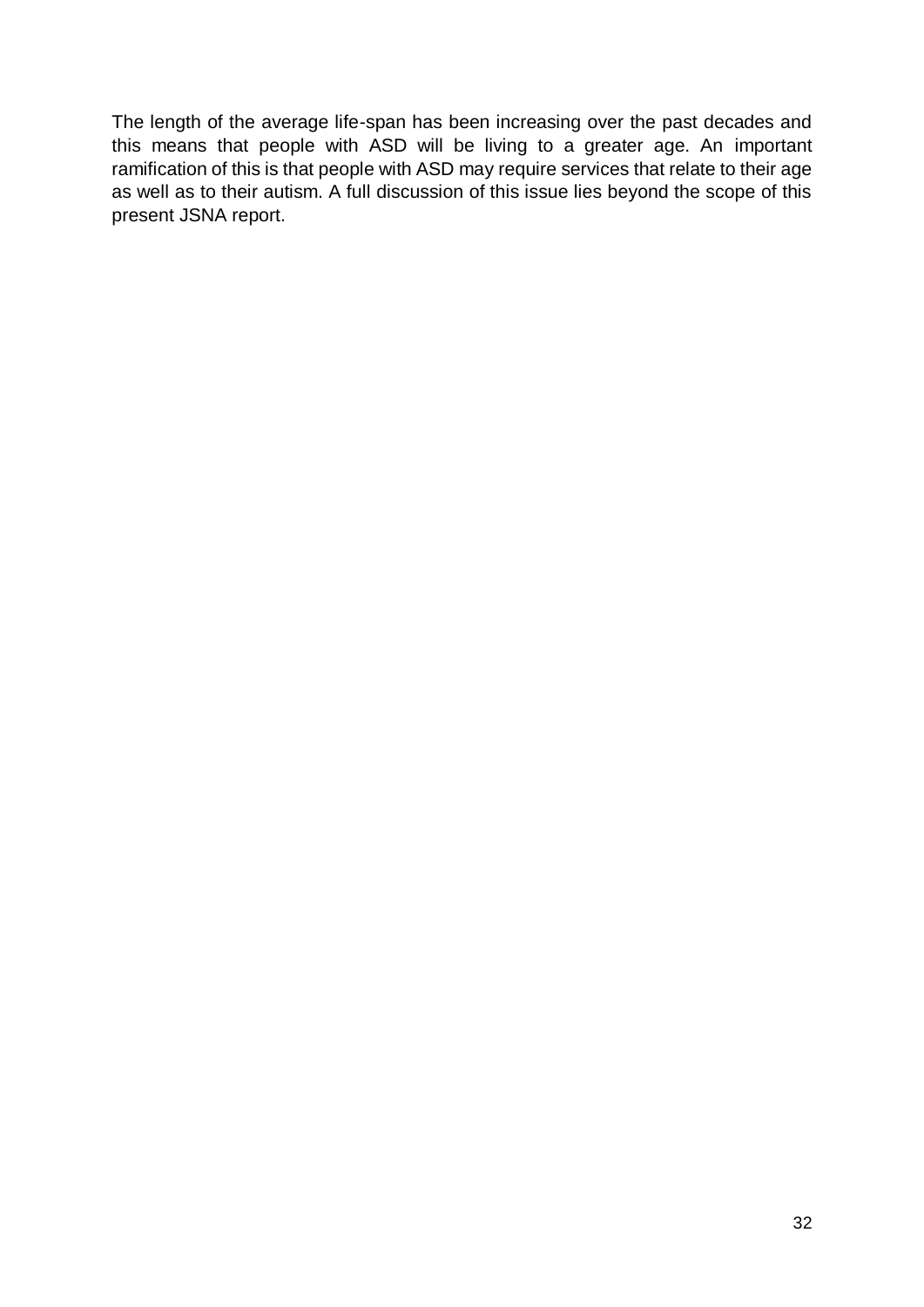The length of the average life-span has been increasing over the past decades and this means that people with ASD will be living to a greater age. An important ramification of this is that people with ASD may require services that relate to their age as well as to their autism. A full discussion of this issue lies beyond the scope of this present JSNA report.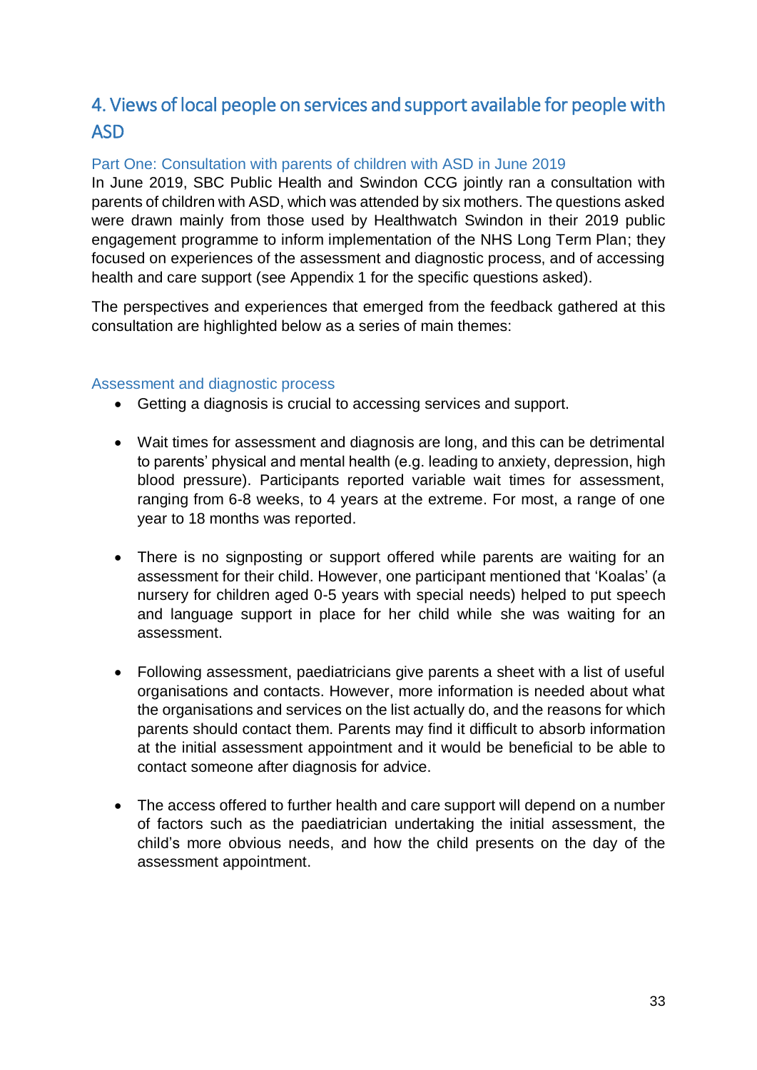## 4. Views of local people on services and support available for people with ASD

### Part One: Consultation with parents of children with ASD in June 2019

In June 2019, SBC Public Health and Swindon CCG jointly ran a consultation with parents of children with ASD, which was attended by six mothers. The questions asked were drawn mainly from those used by Healthwatch Swindon in their 2019 public engagement programme to inform implementation of the NHS Long Term Plan; they focused on experiences of the assessment and diagnostic process, and of accessing health and care support (see Appendix 1 for the specific questions asked).

The perspectives and experiences that emerged from the feedback gathered at this consultation are highlighted below as a series of main themes:

### Assessment and diagnostic process

- Getting a diagnosis is crucial to accessing services and support.
- Wait times for assessment and diagnosis are long, and this can be detrimental to parents' physical and mental health (e.g. leading to anxiety, depression, high blood pressure). Participants reported variable wait times for assessment, ranging from 6-8 weeks, to 4 years at the extreme. For most, a range of one year to 18 months was reported.
- There is no signposting or support offered while parents are waiting for an assessment for their child. However, one participant mentioned that 'Koalas' (a nursery for children aged 0-5 years with special needs) helped to put speech and language support in place for her child while she was waiting for an assessment.
- Following assessment, paediatricians give parents a sheet with a list of useful organisations and contacts. However, more information is needed about what the organisations and services on the list actually do, and the reasons for which parents should contact them. Parents may find it difficult to absorb information at the initial assessment appointment and it would be beneficial to be able to contact someone after diagnosis for advice.
- The access offered to further health and care support will depend on a number of factors such as the paediatrician undertaking the initial assessment, the child's more obvious needs, and how the child presents on the day of the assessment appointment.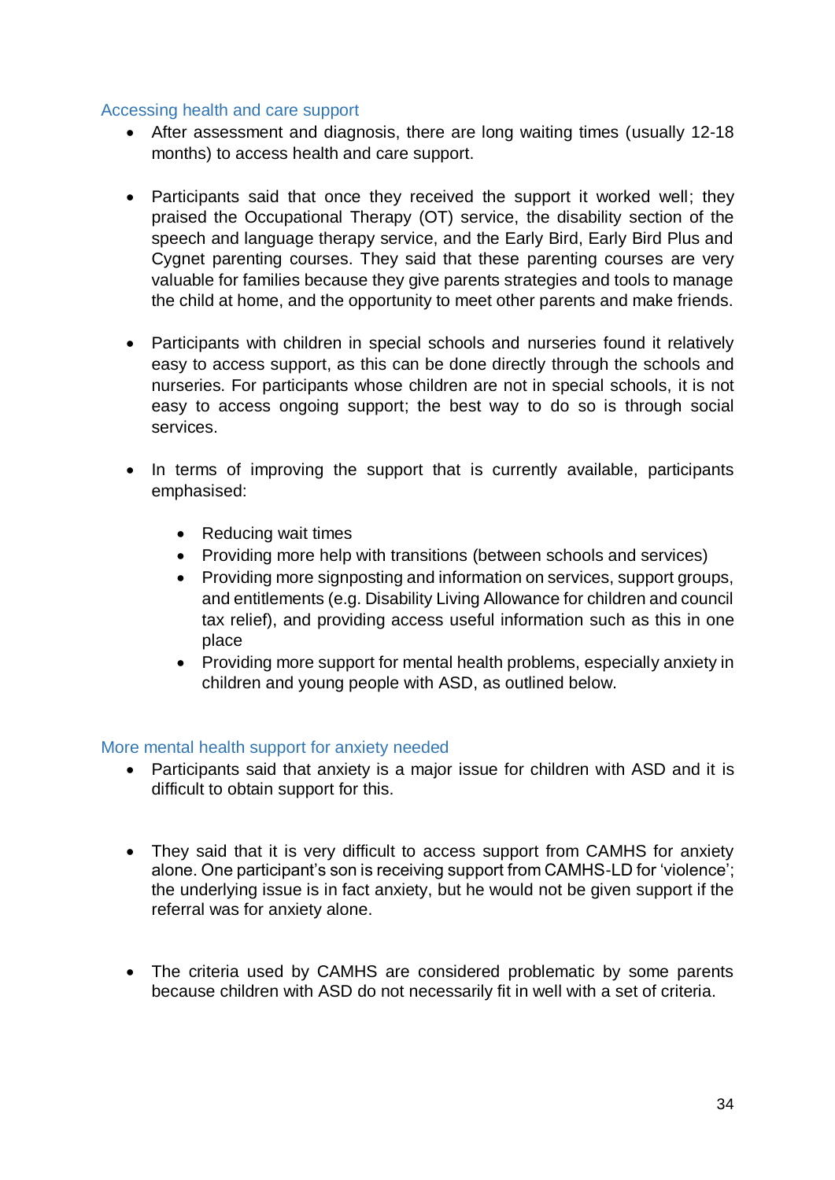### Accessing health and care support

- After assessment and diagnosis, there are long waiting times (usually 12-18 months) to access health and care support.

- Participants said that once they received the support it worked well; they praised the Occupational Therapy (OT) service, the disability section of the speech and language therapy service, and the Early Bird, Early Bird Plus and Cygnet parenting courses. They said that these parenting courses are very valuable for families because they give parents strategies and tools to manage the child at home, and the opportunity to meet other parents and make friends.

- Participants with children in special schools and nurseries found it relatively easy to access support, as this can be done directly through the schools and nurseries. For participants whose children are not in special schools, it is not easy to access ongoing support; the best way to do so is through social services.

- In terms of improving the support that is currently available, participants emphasised:

    - Reducing wait times
    - Providing more help with transitions (between schools and services)
    - Providing more signposting and information on services, support groups, and entitlements (e.g. Disability Living Allowance for children and council tax relief), and providing access useful information such as this in one place
    - Providing more support for mental health problems, especially anxiety in children and young people with ASD, as outlined below.

### More mental health support for anxiety needed

- Participants said that anxiety is a major issue for children with ASD and it is difficult to obtain support for this.

- They said that it is very difficult to access support from CAMHS for anxiety alone. One participant's son is receiving support from CAMHS-LD for 'violence'; the underlying issue is in fact anxiety, but he would not be given support if the referral was for anxiety alone.

- The criteria used by CAMHS are considered problematic by some parents because children with ASD do not necessarily fit in well with a set of criteria.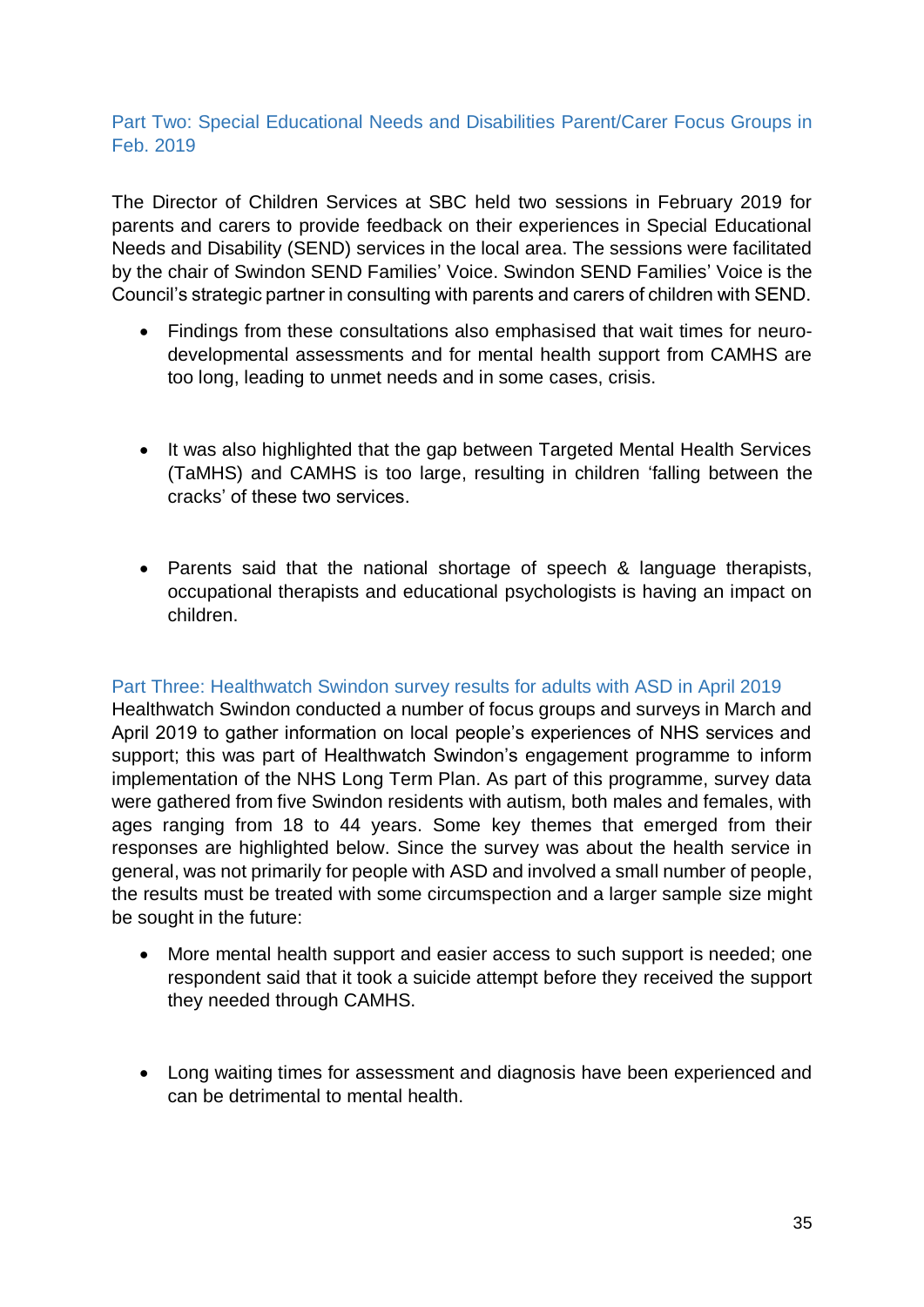## Part Two: Special Educational Needs and Disabilities Parent/Carer Focus Groups in Feb. 2019

The Director of Children Services at SBC held two sessions in February 2019 for parents and carers to provide feedback on their experiences in Special Educational Needs and Disability (SEND) services in the local area. The sessions were facilitated by the chair of Swindon SEND Families' Voice. Swindon SEND Families' Voice is the Council's strategic partner in consulting with parents and carers of children with SEND.

- Findings from these consultations also emphasised that wait times for neuro-developmental assessments and for mental health support from CAMHS are too long, leading to unmet needs and in some cases, crisis.

- It was also highlighted that the gap between Targeted Mental Health Services (TaMHS) and CAMHS is too large, resulting in children 'falling between the cracks' of these two services.

- Parents said that the national shortage of speech & language therapists, occupational therapists and educational psychologists is having an impact on children.

## Part Three: Healthwatch Swindon survey results for adults with ASD in April 2019

Healthwatch Swindon conducted a number of focus groups and surveys in March and April 2019 to gather information on local people's experiences of NHS services and support; this was part of Healthwatch Swindon's engagement programme to inform implementation of the NHS Long Term Plan. As part of this programme, survey data were gathered from five Swindon residents with autism, both males and females, with ages ranging from 18 to 44 years. Some key themes that emerged from their responses are highlighted below. Since the survey was about the health service in general, was not primarily for people with ASD and involved a small number of people, the results must be treated with some circumspection and a larger sample size might be sought in the future:

- More mental health support and easier access to such support is needed; one respondent said that it took a suicide attempt before they received the support they needed through CAMHS.

- Long waiting times for assessment and diagnosis have been experienced and can be detrimental to mental health.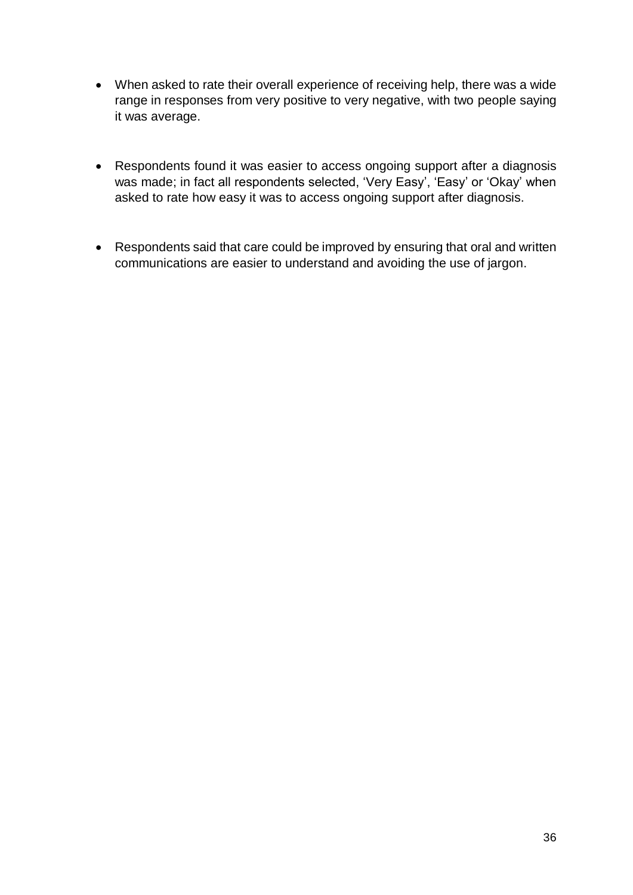- When asked to rate their overall experience of receiving help, there was a wide range in responses from very positive to very negative, with two people saying it was average.

- Respondents found it was easier to access ongoing support after a diagnosis was made; in fact all respondents selected, 'Very Easy', 'Easy' or 'Okay' when asked to rate how easy it was to access ongoing support after diagnosis.

- Respondents said that care could be improved by ensuring that oral and written communications are easier to understand and avoiding the use of jargon.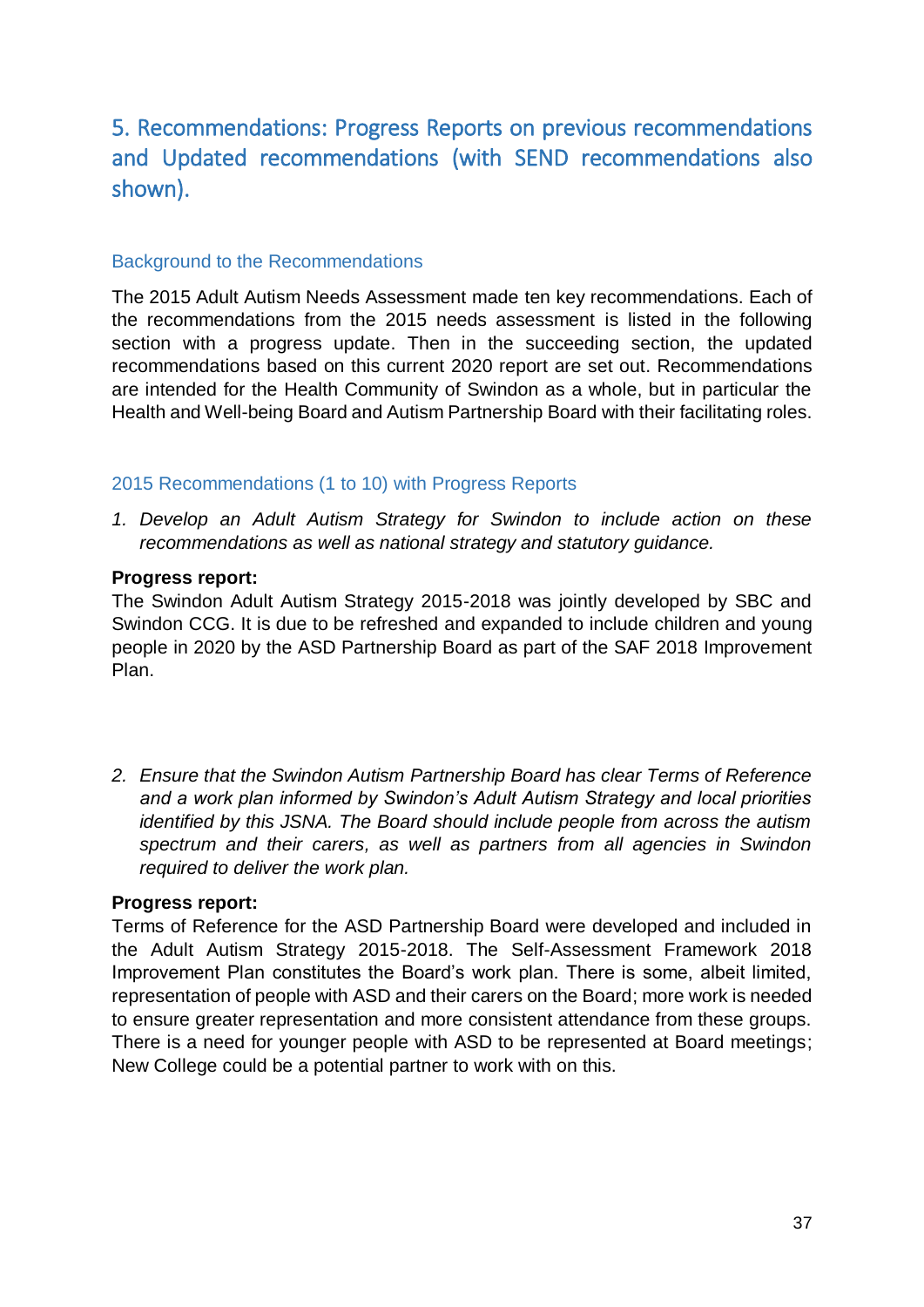## 5. Recommendations: Progress Reports on previous recommendations and Updated recommendations (with SEND recommendations also shown).

### Background to the Recommendations

The 2015 Adult Autism Needs Assessment made ten key recommendations. Each of the recommendations from the 2015 needs assessment is listed in the following section with a progress update. Then in the succeeding section, the updated recommendations based on this current 2020 report are set out. Recommendations are intended for the Health Community of Swindon as a whole, but in particular the Health and Well-being Board and Autism Partnership Board with their facilitating roles.

### 2015 Recommendations (1 to 10) with Progress Reports

1. *Develop an Adult Autism Strategy for Swindon to include action on these recommendations as well as national strategy and statutory guidance.*

**Progress report:**
The Swindon Adult Autism Strategy 2015-2018 was jointly developed by SBC and Swindon CCG. It is due to be refreshed and expanded to include children and young people in 2020 by the ASD Partnership Board as part of the SAF 2018 Improvement Plan.

2. *Ensure that the Swindon Autism Partnership Board has clear Terms of Reference and a work plan informed by Swindon's Adult Autism Strategy and local priorities identified by this JSNA. The Board should include people from across the autism spectrum and their carers, as well as partners from all agencies in Swindon required to deliver the work plan.*

**Progress report:**
Terms of Reference for the ASD Partnership Board were developed and included in the Adult Autism Strategy 2015-2018. The Self-Assessment Framework 2018 Improvement Plan constitutes the Board's work plan. There is some, albeit limited, representation of people with ASD and their carers on the Board; more work is needed to ensure greater representation and more consistent attendance from these groups. There is a need for younger people with ASD to be represented at Board meetings; New College could be a potential partner to work with on this.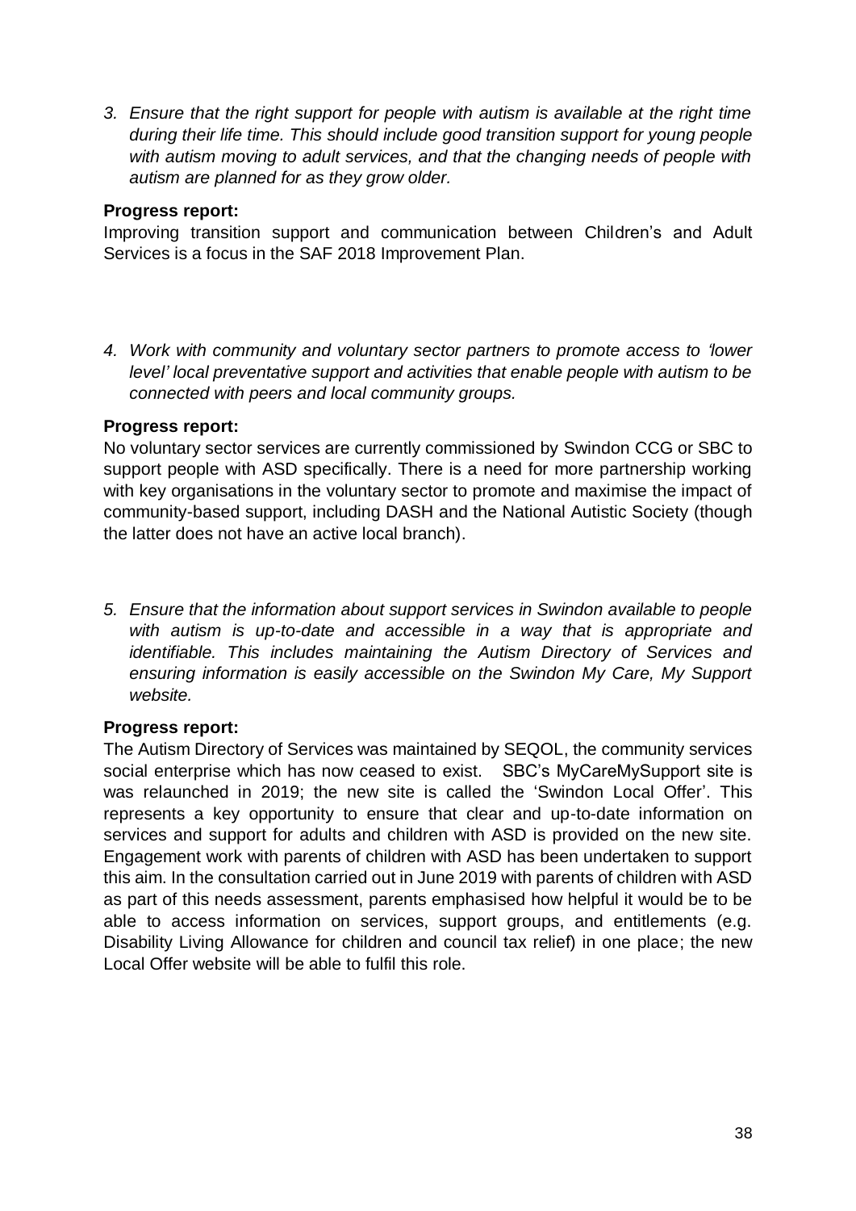*3. Ensure that the right support for people with autism is available at the right time during their life time. This should include good transition support for young people with autism moving to adult services, and that the changing needs of people with autism are planned for as they grow older.*

**Progress report:**

Improving transition support and communication between Children's and Adult Services is a focus in the SAF 2018 Improvement Plan.

*4. Work with community and voluntary sector partners to promote access to 'lower level' local preventative support and activities that enable people with autism to be connected with peers and local community groups.*

**Progress report:**

No voluntary sector services are currently commissioned by Swindon CCG or SBC to support people with ASD specifically. There is a need for more partnership working with key organisations in the voluntary sector to promote and maximise the impact of community-based support, including DASH and the National Autistic Society (though the latter does not have an active local branch).

*5. Ensure that the information about support services in Swindon available to people with autism is up-to-date and accessible in a way that is appropriate and identifiable. This includes maintaining the Autism Directory of Services and ensuring information is easily accessible on the Swindon My Care, My Support website.*

**Progress report:**

The Autism Directory of Services was maintained by SEQOL, the community services social enterprise which has now ceased to exist. SBC's MyCareMySupport site is was relaunched in 2019; the new site is called the 'Swindon Local Offer'. This represents a key opportunity to ensure that clear and up-to-date information on services and support for adults and children with ASD is provided on the new site. Engagement work with parents of children with ASD has been undertaken to support this aim. In the consultation carried out in June 2019 with parents of children with ASD as part of this needs assessment, parents emphasised how helpful it would be to be able to access information on services, support groups, and entitlements (e.g. Disability Living Allowance for children and council tax relief) in one place; the new Local Offer website will be able to fulfil this role.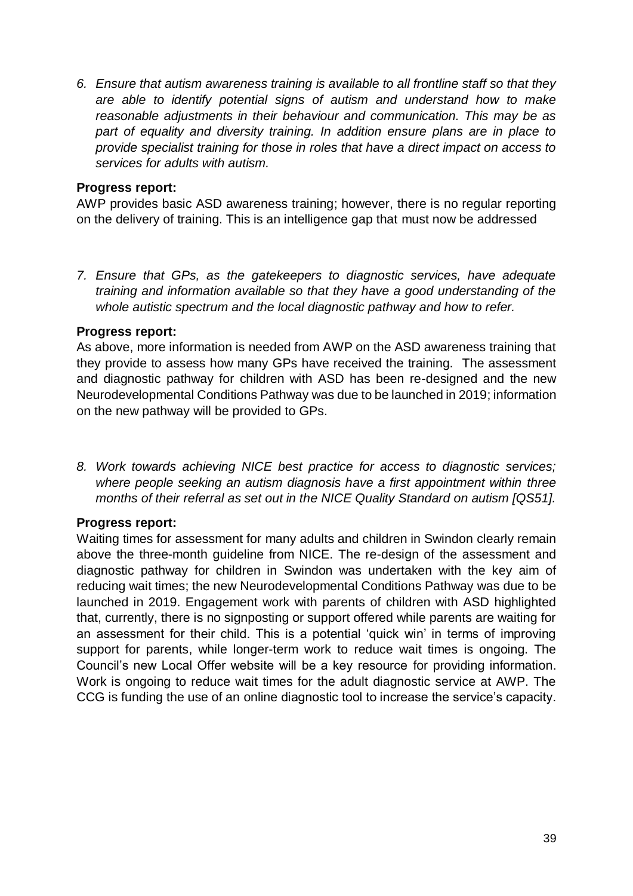6. *Ensure that autism awareness training is available to all frontline staff so that they are able to identify potential signs of autism and understand how to make reasonable adjustments in their behaviour and communication. This may be as part of equality and diversity training. In addition ensure plans are in place to provide specialist training for those in roles that have a direct impact on access to services for adults with autism.*

**Progress report:**
AWP provides basic ASD awareness training; however, there is no regular reporting on the delivery of training. This is an intelligence gap that must now be addressed

7. *Ensure that GPs, as the gatekeepers to diagnostic services, have adequate training and information available so that they have a good understanding of the whole autistic spectrum and the local diagnostic pathway and how to refer.*

**Progress report:**
As above, more information is needed from AWP on the ASD awareness training that they provide to assess how many GPs have received the training. The assessment and diagnostic pathway for children with ASD has been re-designed and the new Neurodevelopmental Conditions Pathway was due to be launched in 2019; information on the new pathway will be provided to GPs.

8. *Work towards achieving NICE best practice for access to diagnostic services; where people seeking an autism diagnosis have a first appointment within three months of their referral as set out in the NICE Quality Standard on autism [QS51].*

**Progress report:**
Waiting times for assessment for many adults and children in Swindon clearly remain above the three-month guideline from NICE. The re-design of the assessment and diagnostic pathway for children in Swindon was undertaken with the key aim of reducing wait times; the new Neurodevelopmental Conditions Pathway was due to be launched in 2019. Engagement work with parents of children with ASD highlighted that, currently, there is no signposting or support offered while parents are waiting for an assessment for their child. This is a potential 'quick win' in terms of improving support for parents, while longer-term work to reduce wait times is ongoing. The Council's new Local Offer website will be a key resource for providing information. Work is ongoing to reduce wait times for the adult diagnostic service at AWP. The CCG is funding the use of an online diagnostic tool to increase the service's capacity.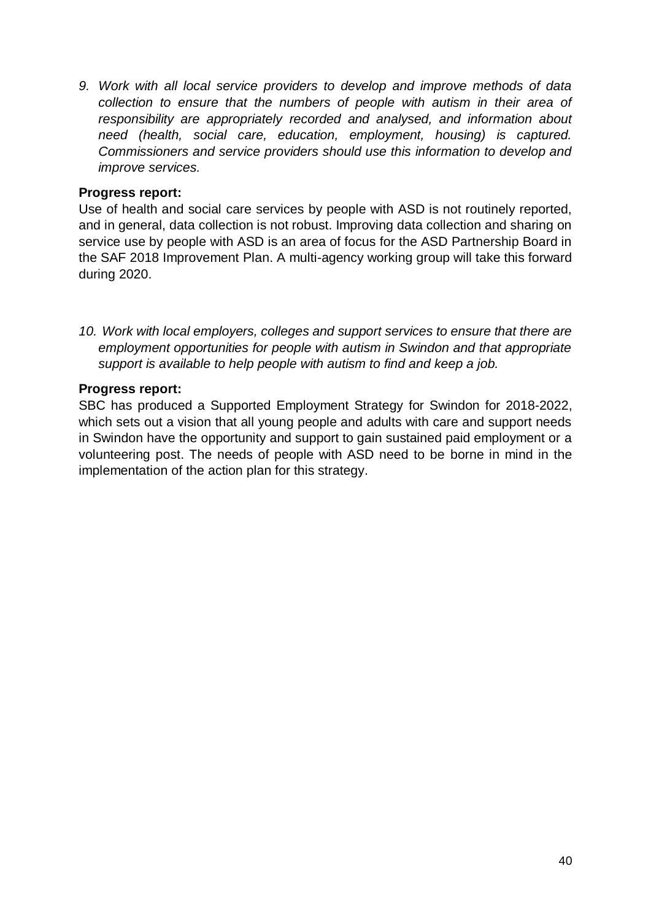9. *Work with all local service providers to develop and improve methods of data collection to ensure that the numbers of people with autism in their area of responsibility are appropriately recorded and analysed, and information about need (health, social care, education, employment, housing) is captured. Commissioners and service providers should use this information to develop and improve services.*

**Progress report:**
Use of health and social care services by people with ASD is not routinely reported, and in general, data collection is not robust. Improving data collection and sharing on service use by people with ASD is an area of focus for the ASD Partnership Board in the SAF 2018 Improvement Plan. A multi-agency working group will take this forward during 2020.

10. *Work with local employers, colleges and support services to ensure that there are employment opportunities for people with autism in Swindon and that appropriate support is available to help people with autism to find and keep a job.*

**Progress report:**
SBC has produced a Supported Employment Strategy for Swindon for 2018-2022, which sets out a vision that all young people and adults with care and support needs in Swindon have the opportunity and support to gain sustained paid employment or a volunteering post. The needs of people with ASD need to be borne in mind in the implementation of the action plan for this strategy.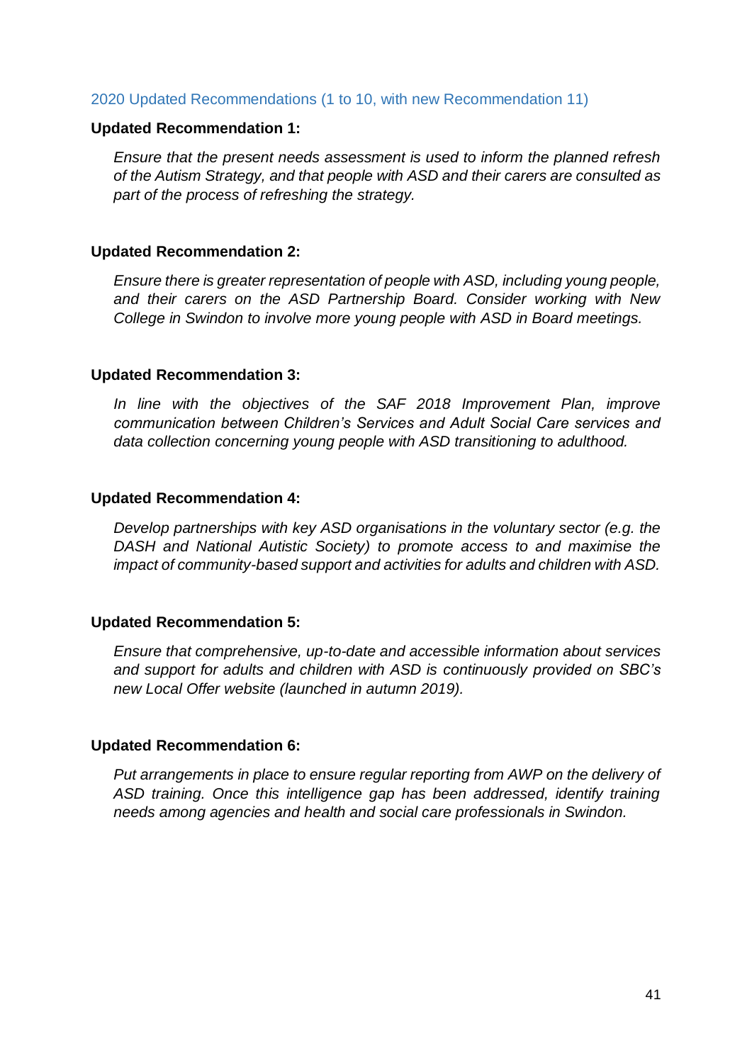## 2020 Updated Recommendations (1 to 10, with new Recommendation 11)

**Updated Recommendation 1:**

*Ensure that the present needs assessment is used to inform the planned refresh of the Autism Strategy, and that people with ASD and their carers are consulted as part of the process of refreshing the strategy.*

**Updated Recommendation 2:**

*Ensure there is greater representation of people with ASD, including young people, and their carers on the ASD Partnership Board. Consider working with New College in Swindon to involve more young people with ASD in Board meetings.*

**Updated Recommendation 3:**

*In line with the objectives of the SAF 2018 Improvement Plan, improve communication between Children's Services and Adult Social Care services and data collection concerning young people with ASD transitioning to adulthood.*

**Updated Recommendation 4:**

*Develop partnerships with key ASD organisations in the voluntary sector (e.g. the DASH and National Autistic Society) to promote access to and maximise the impact of community-based support and activities for adults and children with ASD.*

**Updated Recommendation 5:**

*Ensure that comprehensive, up-to-date and accessible information about services and support for adults and children with ASD is continuously provided on SBC's new Local Offer website (launched in autumn 2019).*

**Updated Recommendation 6:**

*Put arrangements in place to ensure regular reporting from AWP on the delivery of ASD training. Once this intelligence gap has been addressed, identify training needs among agencies and health and social care professionals in Swindon.*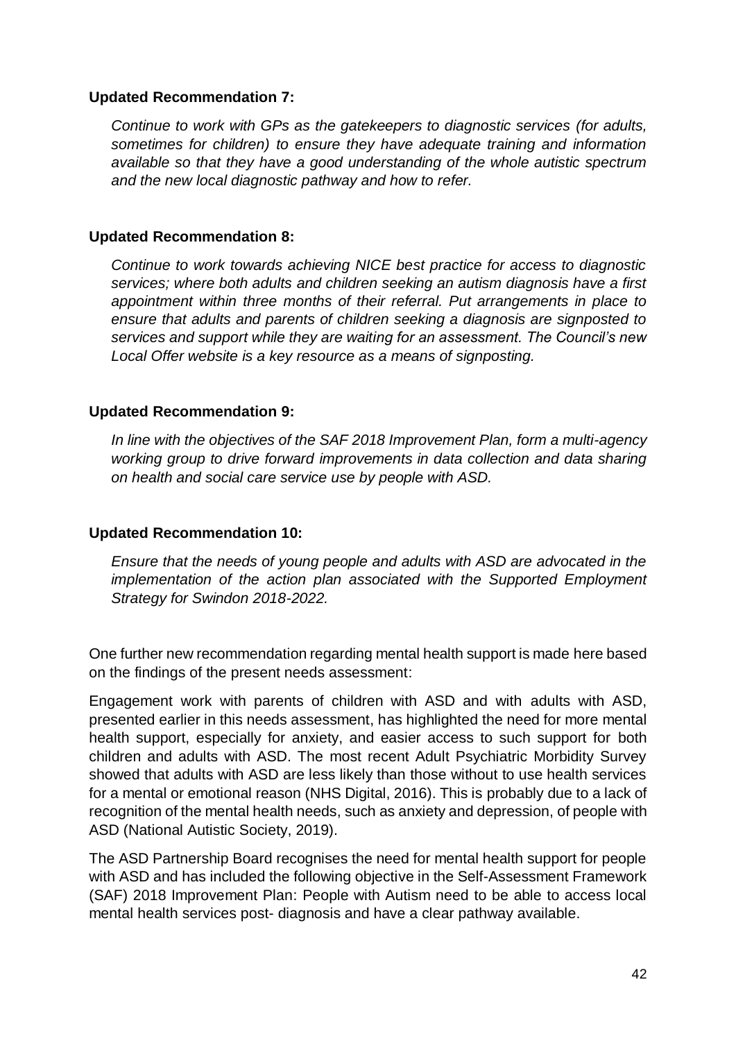**Updated Recommendation 7:**

*Continue to work with GPs as the gatekeepers to diagnostic services (for adults, sometimes for children) to ensure they have adequate training and information available so that they have a good understanding of the whole autistic spectrum and the new local diagnostic pathway and how to refer.*

**Updated Recommendation 8:**

*Continue to work towards achieving NICE best practice for access to diagnostic services; where both adults and children seeking an autism diagnosis have a first appointment within three months of their referral. Put arrangements in place to ensure that adults and parents of children seeking a diagnosis are signposted to services and support while they are waiting for an assessment. The Council's new Local Offer website is a key resource as a means of signposting.*

**Updated Recommendation 9:**

*In line with the objectives of the SAF 2018 Improvement Plan, form a multi-agency working group to drive forward improvements in data collection and data sharing on health and social care service use by people with ASD.*

**Updated Recommendation 10:**

*Ensure that the needs of young people and adults with ASD are advocated in the implementation of the action plan associated with the Supported Employment Strategy for Swindon 2018-2022.*

One further new recommendation regarding mental health support is made here based on the findings of the present needs assessment:

Engagement work with parents of children with ASD and with adults with ASD, presented earlier in this needs assessment, has highlighted the need for more mental health support, especially for anxiety, and easier access to such support for both children and adults with ASD. The most recent Adult Psychiatric Morbidity Survey showed that adults with ASD are less likely than those without to use health services for a mental or emotional reason (NHS Digital, 2016). This is probably due to a lack of recognition of the mental health needs, such as anxiety and depression, of people with ASD (National Autistic Society, 2019).

The ASD Partnership Board recognises the need for mental health support for people with ASD and has included the following objective in the Self-Assessment Framework (SAF) 2018 Improvement Plan: People with Autism need to be able to access local mental health services post- diagnosis and have a clear pathway available.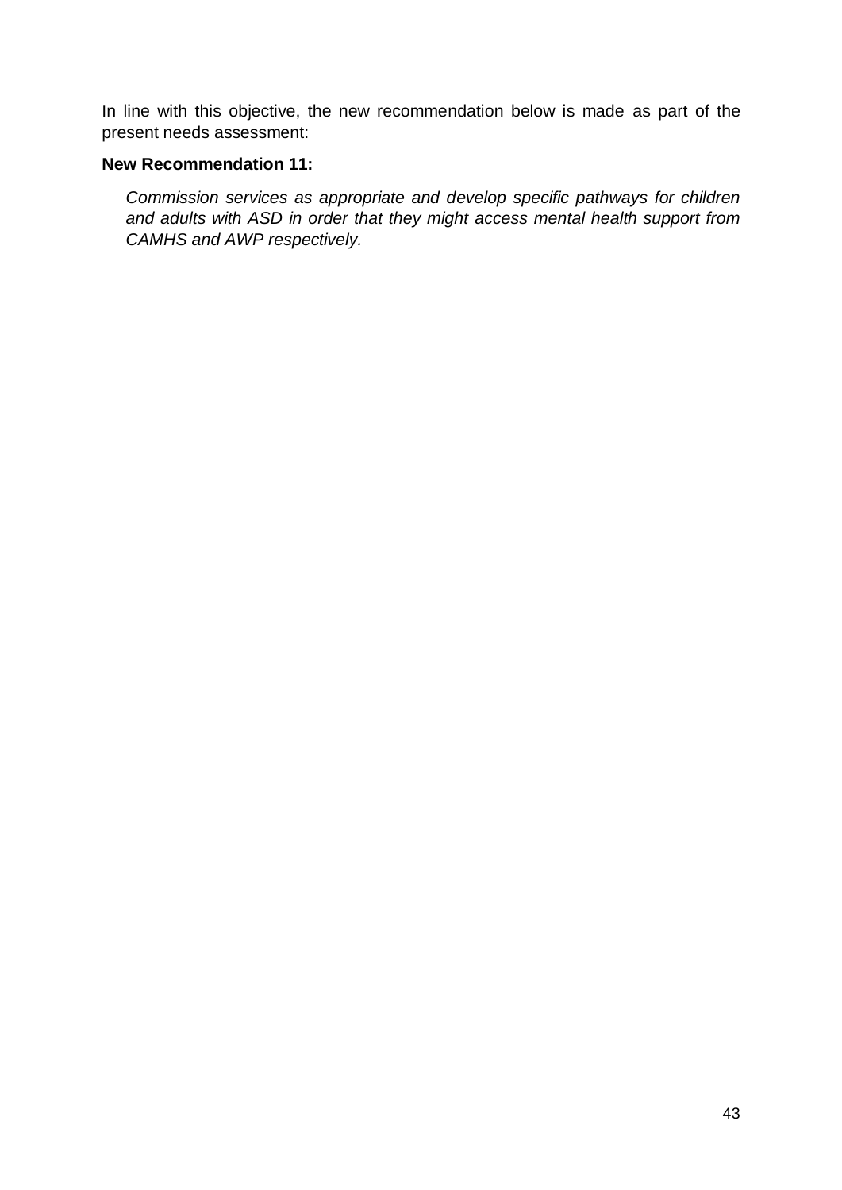In line with this objective, the new recommendation below is made as part of the present needs assessment:

**New Recommendation 11:**

*Commission services as appropriate and develop specific pathways for children and adults with ASD in order that they might access mental health support from CAMHS and AWP respectively.*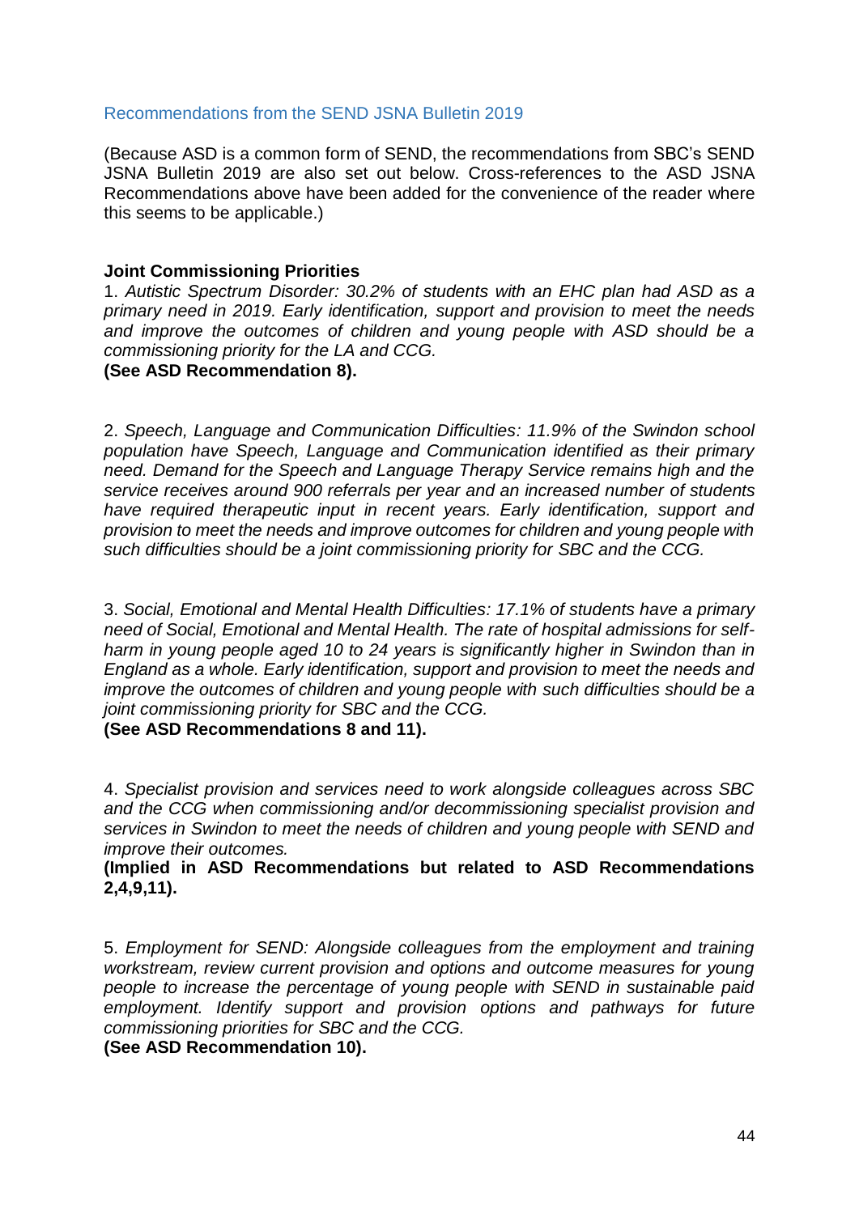## Recommendations from the SEND JSNA Bulletin 2019

(Because ASD is a common form of SEND, the recommendations from SBC's SEND JSNA Bulletin 2019 are also set out below. Cross-references to the ASD JSNA Recommendations above have been added for the convenience of the reader where this seems to be applicable.)

**Joint Commissioning Priorities**

1. *Autistic Spectrum Disorder: 30.2% of students with an EHC plan had ASD as a primary need in 2019. Early identification, support and provision to meet the needs and improve the outcomes of children and young people with ASD should be a commissioning priority for the LA and CCG.*
**(See ASD Recommendation 8).**

2. *Speech, Language and Communication Difficulties: 11.9% of the Swindon school population have Speech, Language and Communication identified as their primary need. Demand for the Speech and Language Therapy Service remains high and the service receives around 900 referrals per year and an increased number of students have required therapeutic input in recent years. Early identification, support and provision to meet the needs and improve outcomes for children and young people with such difficulties should be a joint commissioning priority for SBC and the CCG.*

3. *Social, Emotional and Mental Health Difficulties: 17.1% of students have a primary need of Social, Emotional and Mental Health. The rate of hospital admissions for self-harm in young people aged 10 to 24 years is significantly higher in Swindon than in England as a whole. Early identification, support and provision to meet the needs and improve the outcomes of children and young people with such difficulties should be a joint commissioning priority for SBC and the CCG.*
**(See ASD Recommendations 8 and 11).**

4. *Specialist provision and services need to work alongside colleagues across SBC and the CCG when commissioning and/or decommissioning specialist provision and services in Swindon to meet the needs of children and young people with SEND and improve their outcomes.*
**(Implied in ASD Recommendations but related to ASD Recommendations 2,4,9,11).**

5. *Employment for SEND: Alongside colleagues from the employment and training workstream, review current provision and options and outcome measures for young people to increase the percentage of young people with SEND in sustainable paid employment. Identify support and provision options and pathways for future commissioning priorities for SBC and the CCG.*
**(See ASD Recommendation 10).**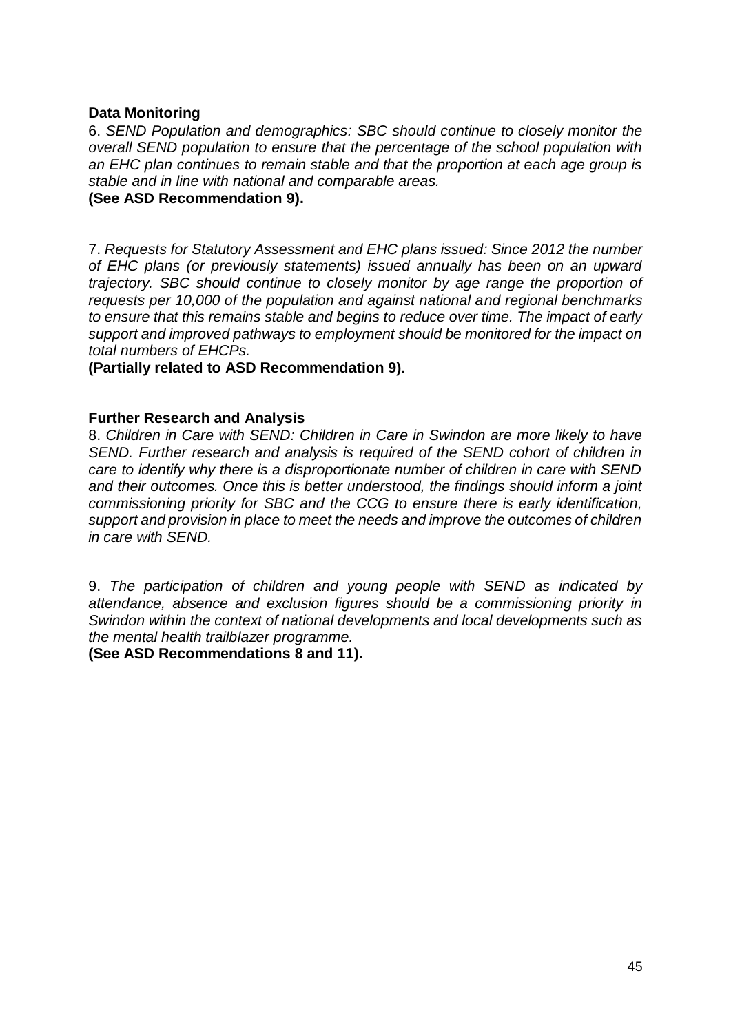**Data Monitoring**

6. *SEND Population and demographics: SBC should continue to closely monitor the overall SEND population to ensure that the percentage of the school population with an EHC plan continues to remain stable and that the proportion at each age group is stable and in line with national and comparable areas.*

**(See ASD Recommendation 9).**

7. *Requests for Statutory Assessment and EHC plans issued: Since 2012 the number of EHC plans (or previously statements) issued annually has been on an upward trajectory. SBC should continue to closely monitor by age range the proportion of requests per 10,000 of the population and against national and regional benchmarks to ensure that this remains stable and begins to reduce over time. The impact of early support and improved pathways to employment should be monitored for the impact on total numbers of EHCPs.*

**(Partially related to ASD Recommendation 9).**

**Further Research and Analysis**

8. *Children in Care with SEND: Children in Care in Swindon are more likely to have SEND. Further research and analysis is required of the SEND cohort of children in care to identify why there is a disproportionate number of children in care with SEND and their outcomes. Once this is better understood, the findings should inform a joint commissioning priority for SBC and the CCG to ensure there is early identification, support and provision in place to meet the needs and improve the outcomes of children in care with SEND.*

9. *The participation of children and young people with SEND as indicated by attendance, absence and exclusion figures should be a commissioning priority in Swindon within the context of national developments and local developments such as the mental health trailblazer programme.*

**(See ASD Recommendations 8 and 11).**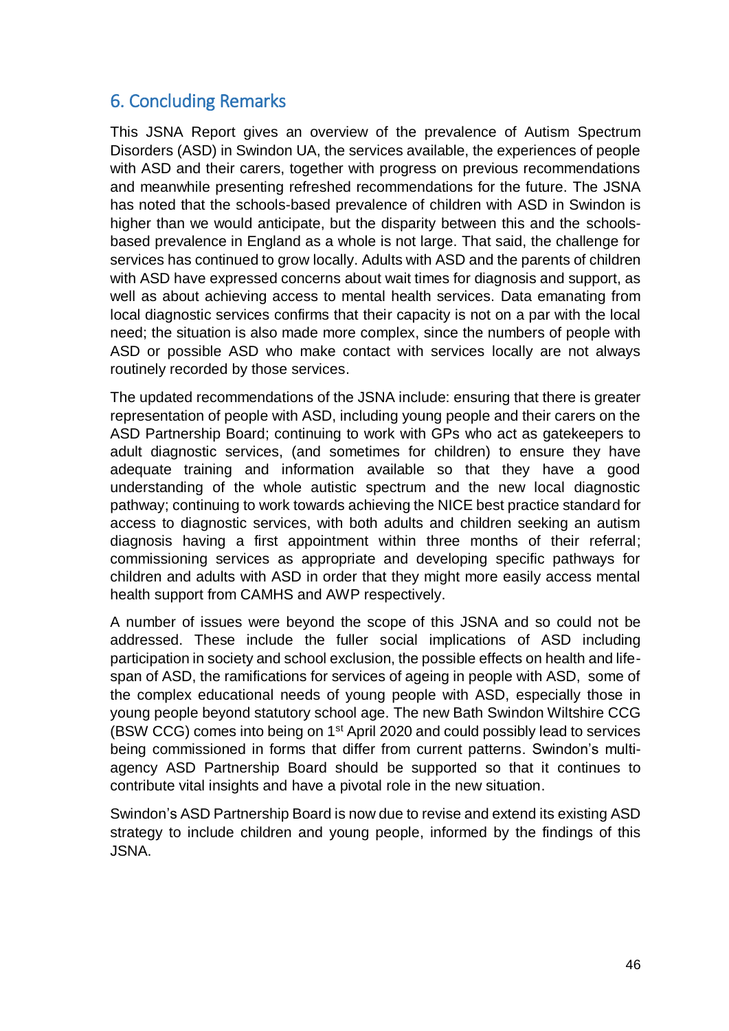## 6. Concluding Remarks

This JSNA Report gives an overview of the prevalence of Autism Spectrum Disorders (ASD) in Swindon UA, the services available, the experiences of people with ASD and their carers, together with progress on previous recommendations and meanwhile presenting refreshed recommendations for the future. The JSNA has noted that the schools-based prevalence of children with ASD in Swindon is higher than we would anticipate, but the disparity between this and the schools-based prevalence in England as a whole is not large. That said, the challenge for services has continued to grow locally. Adults with ASD and the parents of children with ASD have expressed concerns about wait times for diagnosis and support, as well as about achieving access to mental health services. Data emanating from local diagnostic services confirms that their capacity is not on a par with the local need; the situation is also made more complex, since the numbers of people with ASD or possible ASD who make contact with services locally are not always routinely recorded by those services.

The updated recommendations of the JSNA include: ensuring that there is greater representation of people with ASD, including young people and their carers on the ASD Partnership Board; continuing to work with GPs who act as gatekeepers to adult diagnostic services, (and sometimes for children) to ensure they have adequate training and information available so that they have a good understanding of the whole autistic spectrum and the new local diagnostic pathway; continuing to work towards achieving the NICE best practice standard for access to diagnostic services, with both adults and children seeking an autism diagnosis having a first appointment within three months of their referral; commissioning services as appropriate and developing specific pathways for children and adults with ASD in order that they might more easily access mental health support from CAMHS and AWP respectively.

A number of issues were beyond the scope of this JSNA and so could not be addressed. These include the fuller social implications of ASD including participation in society and school exclusion, the possible effects on health and life-span of ASD, the ramifications for services of ageing in people with ASD, some of the complex educational needs of young people with ASD, especially those in young people beyond statutory school age. The new Bath Swindon Wiltshire CCG (BSW CCG) comes into being on 1st April 2020 and could possibly lead to services being commissioned in forms that differ from current patterns. Swindon's multi-agency ASD Partnership Board should be supported so that it continues to contribute vital insights and have a pivotal role in the new situation.

Swindon's ASD Partnership Board is now due to revise and extend its existing ASD strategy to include children and young people, informed by the findings of this JSNA.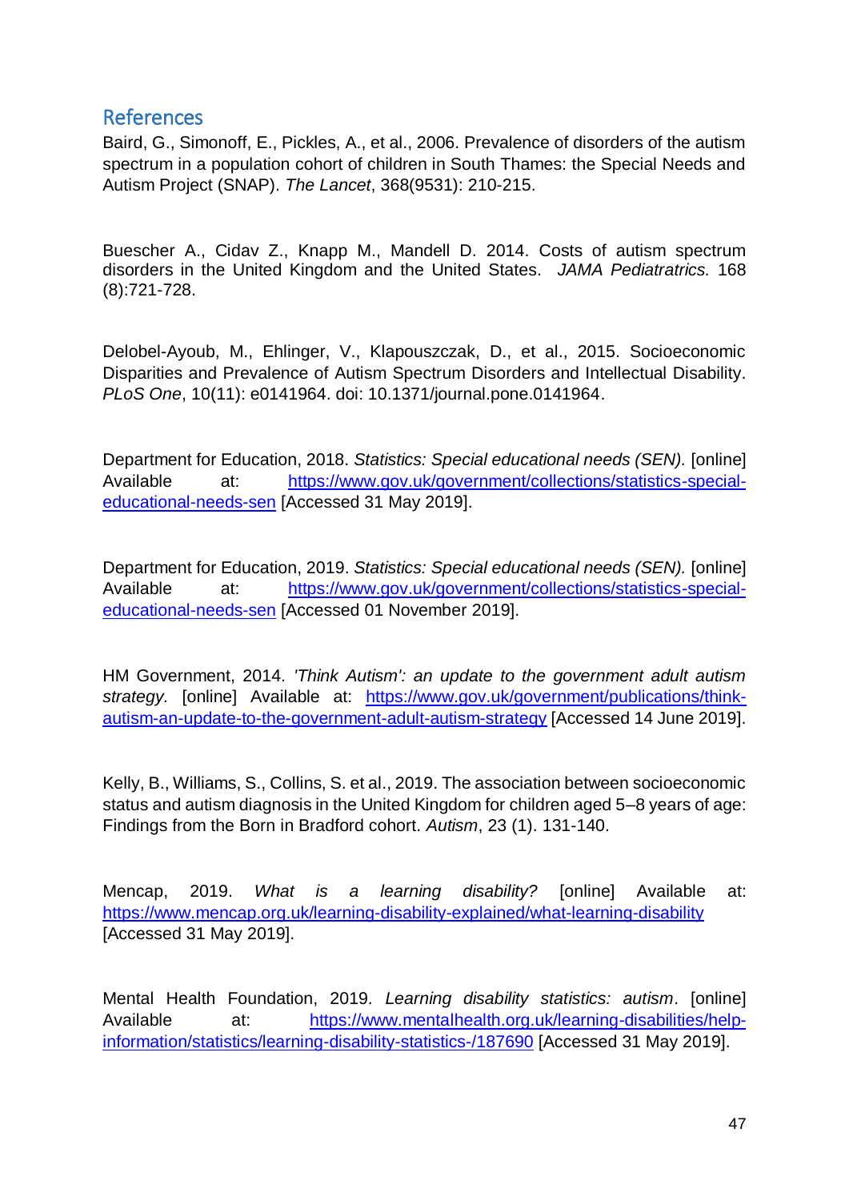## References

Baird, G., Simonoff, E., Pickles, A., et al., 2006. Prevalence of disorders of the autism spectrum in a population cohort of children in South Thames: the Special Needs and Autism Project (SNAP). *The Lancet*, 368(9531): 210-215.

Buescher A., Cidav Z., Knapp M., Mandell D. 2014. Costs of autism spectrum disorders in the United Kingdom and the United States. *JAMA Pediatratrics.* 168 (8):721-728.

Delobel-Ayoub, M., Ehlinger, V., Klapouszczak, D., et al., 2015. Socioeconomic Disparities and Prevalence of Autism Spectrum Disorders and Intellectual Disability. *PLoS One*, 10(11): e0141964. doi: 10.1371/journal.pone.0141964.

Department for Education, 2018. *Statistics: Special educational needs (SEN).* [online] Available at: https://www.gov.uk/government/collections/statistics-special-educational-needs-sen [Accessed 31 May 2019].

Department for Education, 2019. *Statistics: Special educational needs (SEN).* [online] Available at: https://www.gov.uk/government/collections/statistics-special-educational-needs-sen [Accessed 01 November 2019].

HM Government, 2014. *'Think Autism': an update to the government adult autism strategy.* [online] Available at: https://www.gov.uk/government/publications/think-autism-an-update-to-the-government-adult-autism-strategy [Accessed 14 June 2019].

Kelly, B., Williams, S., Collins, S. et al., 2019. The association between socioeconomic status and autism diagnosis in the United Kingdom for children aged 5–8 years of age: Findings from the Born in Bradford cohort. *Autism*, 23 (1). 131-140.

Mencap, 2019. *What is a learning disability?* [online] Available at: https://www.mencap.org.uk/learning-disability-explained/what-learning-disability [Accessed 31 May 2019].

Mental Health Foundation, 2019. *Learning disability statistics: autism*. [online] Available at: https://www.mentalhealth.org.uk/learning-disabilities/help-information/statistics/learning-disability-statistics-/187690 [Accessed 31 May 2019].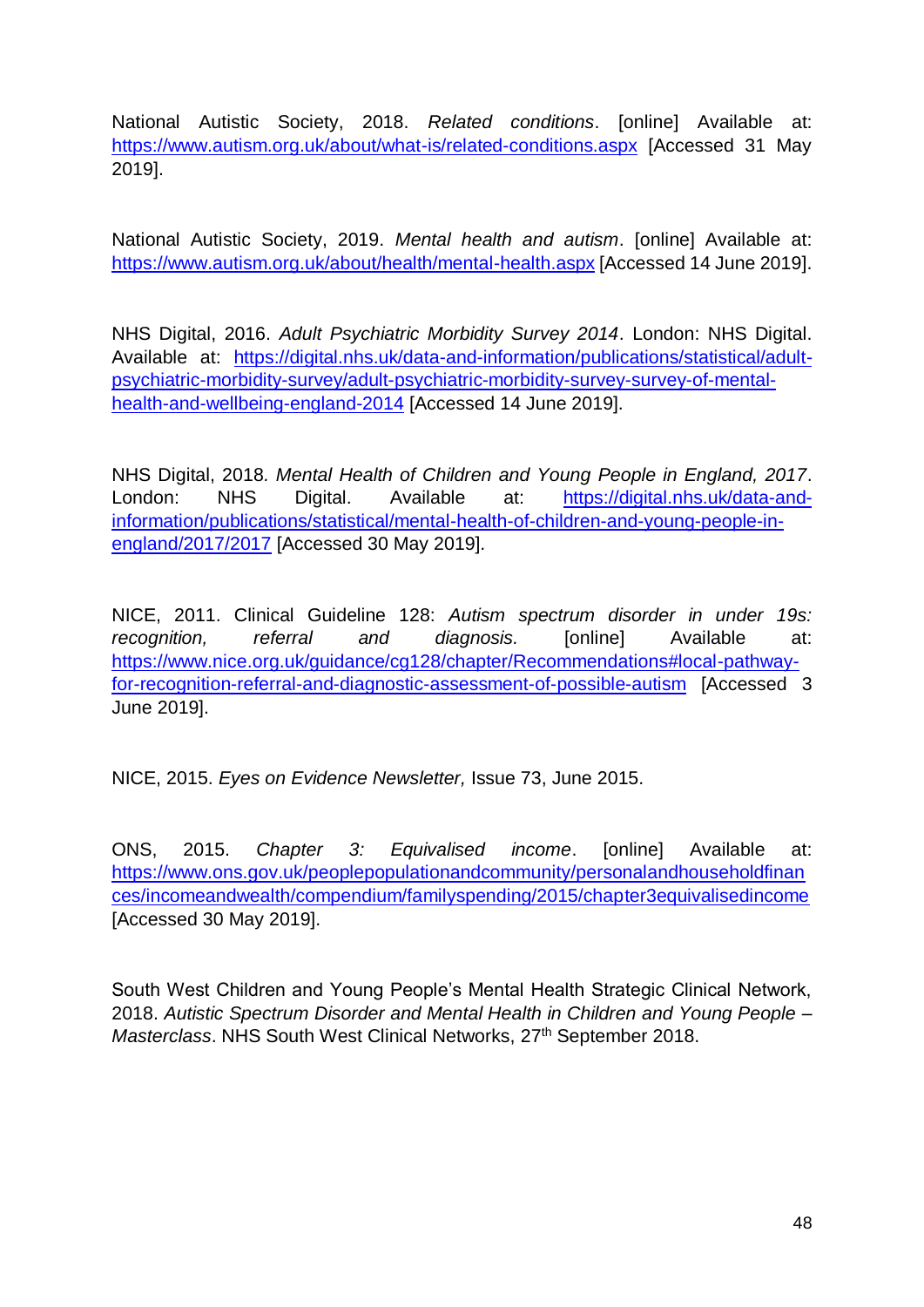National Autistic Society, 2018. *Related conditions*. [online] Available at: https://www.autism.org.uk/about/what-is/related-conditions.aspx [Accessed 31 May 2019].

National Autistic Society, 2019. *Mental health and autism*. [online] Available at: https://www.autism.org.uk/about/health/mental-health.aspx [Accessed 14 June 2019].

NHS Digital, 2016. *Adult Psychiatric Morbidity Survey 2014*. London: NHS Digital. Available at: https://digital.nhs.uk/data-and-information/publications/statistical/adult-psychiatric-morbidity-survey/adult-psychiatric-morbidity-survey-survey-of-mental-health-and-wellbeing-england-2014 [Accessed 14 June 2019].

NHS Digital, 2018. *Mental Health of Children and Young People in England, 2017*. London: NHS Digital. Available at: https://digital.nhs.uk/data-and-information/publications/statistical/mental-health-of-children-and-young-people-in-england/2017/2017 [Accessed 30 May 2019].

NICE, 2011. Clinical Guideline 128: *Autism spectrum disorder in under 19s: recognition, referral and diagnosis.* [online] Available at: https://www.nice.org.uk/guidance/cg128/chapter/Recommendations#local-pathway-for-recognition-referral-and-diagnostic-assessment-of-possible-autism [Accessed 3 June 2019].

NICE, 2015. *Eyes on Evidence Newsletter,* Issue 73, June 2015.

ONS, 2015. *Chapter 3: Equivalised income*. [online] Available at: https://www.ons.gov.uk/peoplepopulationandcommunity/personalandhouseholdfinances/incomeandwealth/compendium/familyspending/2015/chapter3equivalisedincome [Accessed 30 May 2019].

South West Children and Young People's Mental Health Strategic Clinical Network, 2018. *Autistic Spectrum Disorder and Mental Health in Children and Young People – Masterclass*. NHS South West Clinical Networks, 27th September 2018.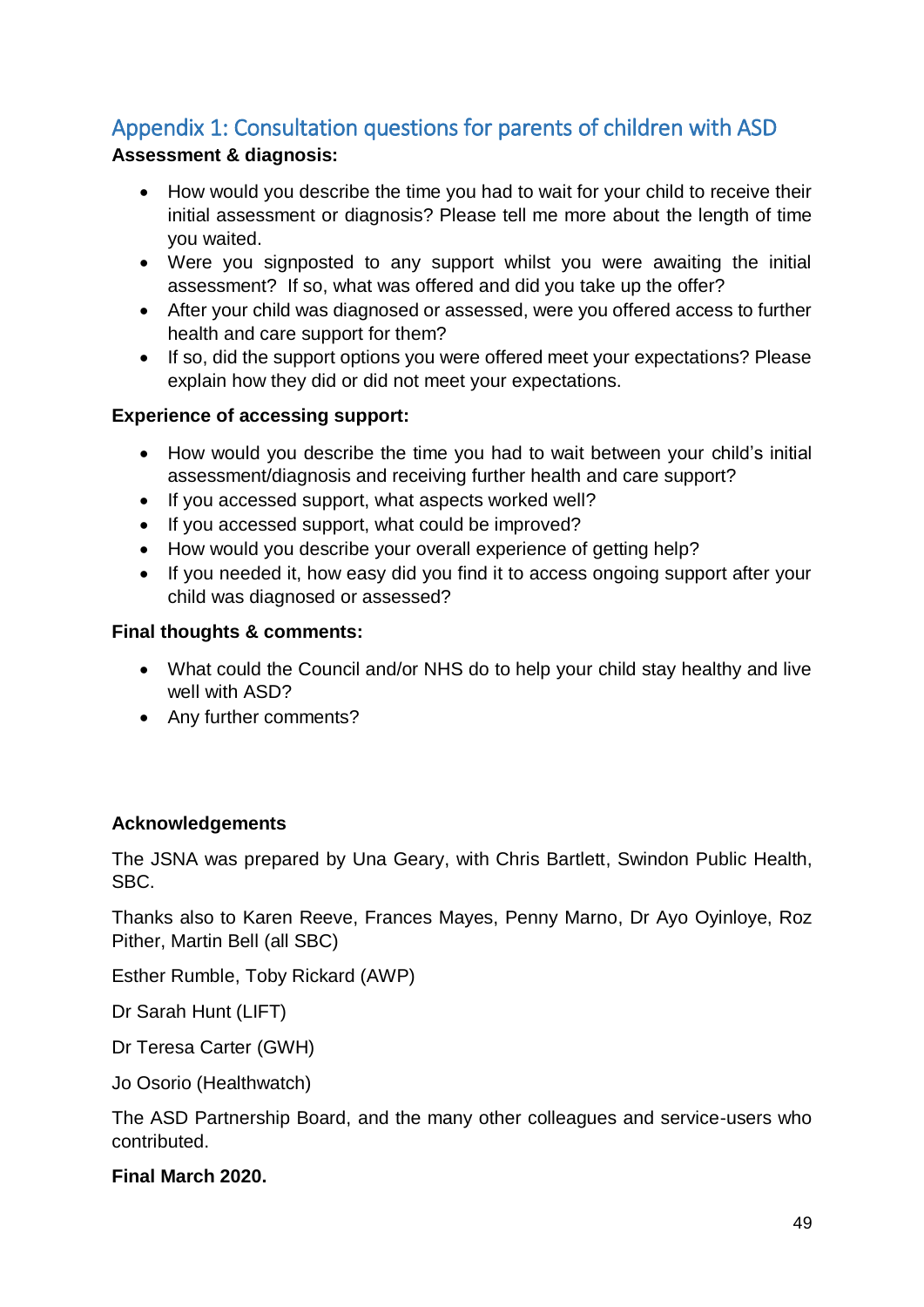## Appendix 1: Consultation questions for parents of children with ASD

**Assessment & diagnosis:**

- How would you describe the time you had to wait for your child to receive their initial assessment or diagnosis? Please tell me more about the length of time you waited.
- Were you signposted to any support whilst you were awaiting the initial assessment? If so, what was offered and did you take up the offer?
- After your child was diagnosed or assessed, were you offered access to further health and care support for them?
- If so, did the support options you were offered meet your expectations? Please explain how they did or did not meet your expectations.

**Experience of accessing support:**

- How would you describe the time you had to wait between your child's initial assessment/diagnosis and receiving further health and care support?
- If you accessed support, what aspects worked well?
- If you accessed support, what could be improved?
- How would you describe your overall experience of getting help?
- If you needed it, how easy did you find it to access ongoing support after your child was diagnosed or assessed?

**Final thoughts & comments:**

- What could the Council and/or NHS do to help your child stay healthy and live well with ASD?
- Any further comments?

**Acknowledgements**

The JSNA was prepared by Una Geary, with Chris Bartlett, Swindon Public Health, SBC.

Thanks also to Karen Reeve, Frances Mayes, Penny Marno, Dr Ayo Oyinloye, Roz Pither, Martin Bell (all SBC)

Esther Rumble, Toby Rickard (AWP)

Dr Sarah Hunt (LIFT)

Dr Teresa Carter (GWH)

Jo Osorio (Healthwatch)

The ASD Partnership Board, and the many other colleagues and service-users who contributed.

**Final March 2020.**